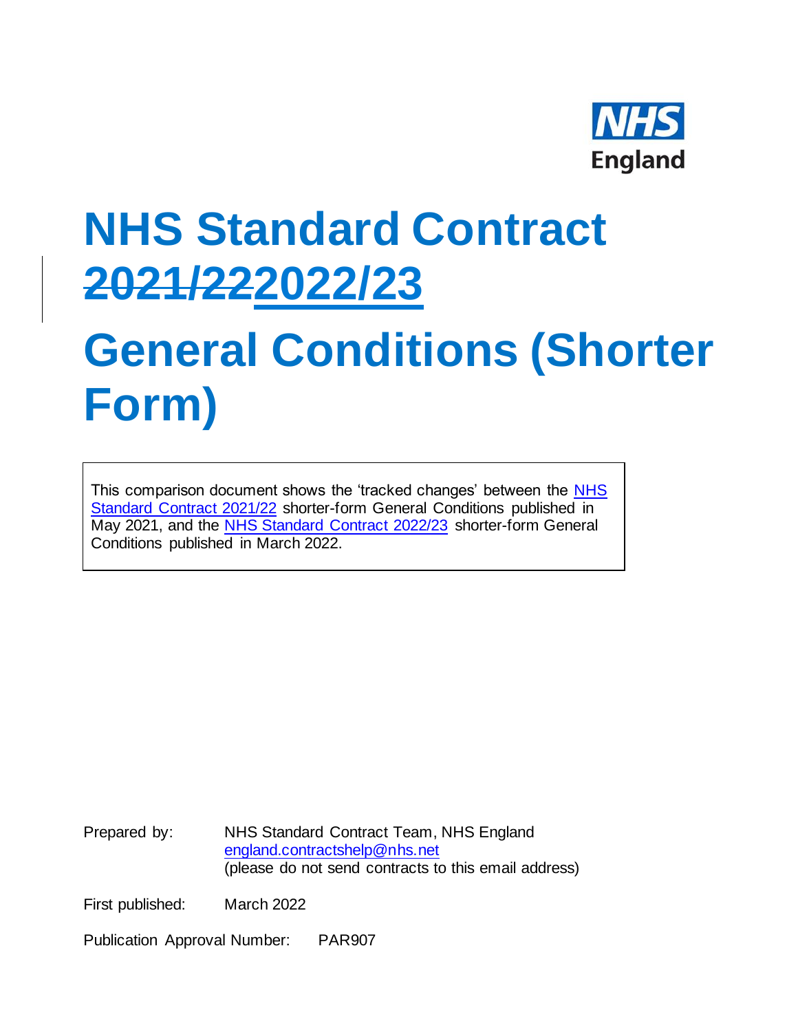NHS England

# NHS Standard Contract ~~2021/22~~2022/23

# General Conditions (Shorter Form)

This comparison document shows the 'tracked changes' between the NHS Standard Contract 2021/22 shorter-form General Conditions published in May 2021, and the NHS Standard Contract 2022/23 shorter-form General Conditions published in March 2022.

Prepared by: NHS Standard Contract Team, NHS England
england.contractshelp@nhs.net
(please do not send contracts to this email address)

First published: March 2022

Publication Approval Number: PAR907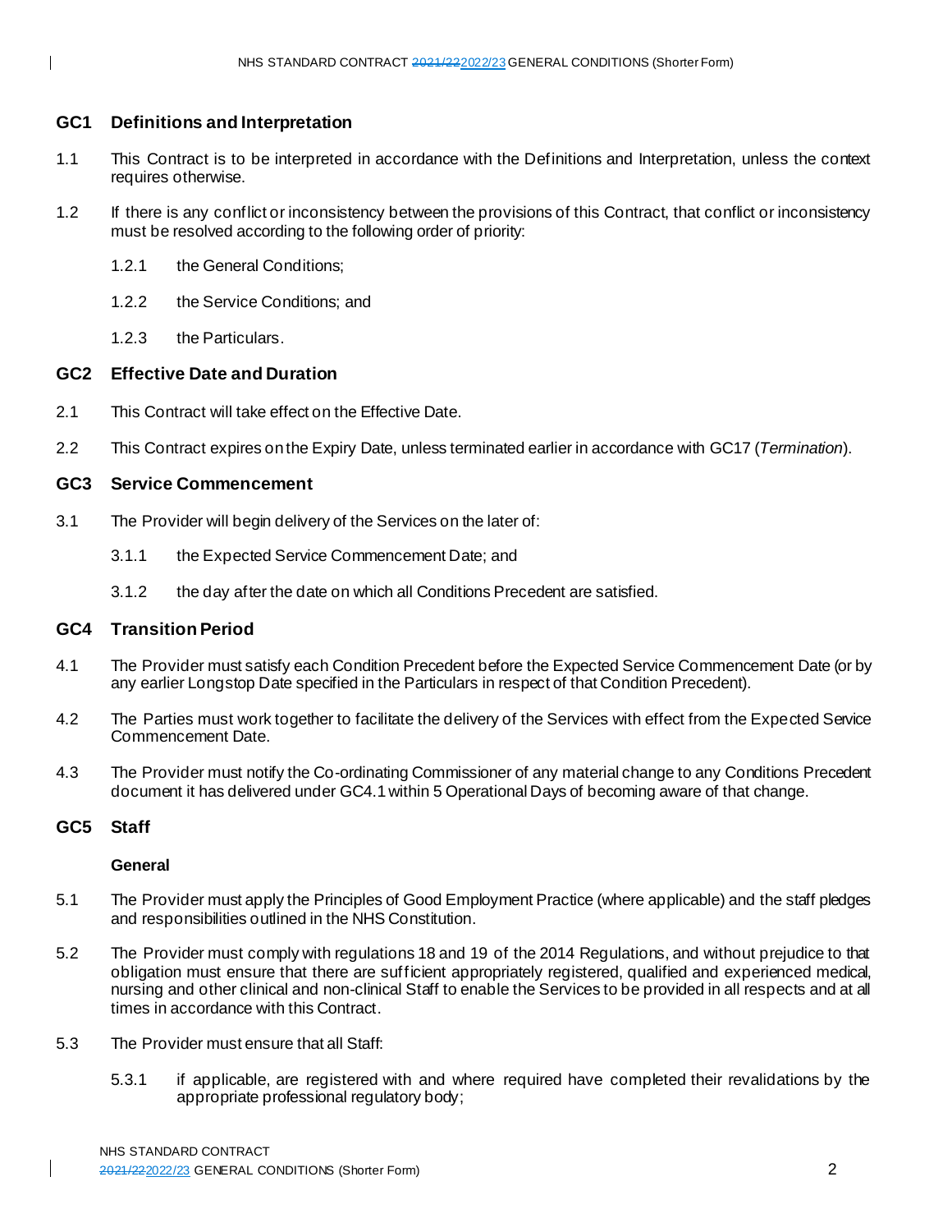## GC1 Definitions and Interpretation

1.1 This Contract is to be interpreted in accordance with the Definitions and Interpretation, unless the context requires otherwise.

1.2 If there is any conflict or inconsistency between the provisions of this Contract, that conflict or inconsistency must be resolved according to the following order of priority:

1.2.1 the General Conditions;

1.2.2 the Service Conditions; and

1.2.3 the Particulars.

## GC2 Effective Date and Duration

2.1 This Contract will take effect on the Effective Date.

2.2 This Contract expires on the Expiry Date, unless terminated earlier in accordance with GC17 (*Termination*).

## GC3 Service Commencement

3.1 The Provider will begin delivery of the Services on the later of:

3.1.1 the Expected Service Commencement Date; and

3.1.2 the day after the date on which all Conditions Precedent are satisfied.

## GC4 Transition Period

4.1 The Provider must satisfy each Condition Precedent before the Expected Service Commencement Date (or by any earlier Longstop Date specified in the Particulars in respect of that Condition Precedent).

4.2 The Parties must work together to facilitate the delivery of the Services with effect from the Expected Service Commencement Date.

4.3 The Provider must notify the Co-ordinating Commissioner of any material change to any Conditions Precedent document it has delivered under GC4.1 within 5 Operational Days of becoming aware of that change.

## GC5 Staff

### General

5.1 The Provider must apply the Principles of Good Employment Practice (where applicable) and the staff pledges and responsibilities outlined in the NHS Constitution.

5.2 The Provider must comply with regulations 18 and 19 of the 2014 Regulations, and without prejudice to that obligation must ensure that there are sufficient appropriately registered, qualified and experienced medical, nursing and other clinical and non-clinical Staff to enable the Services to be provided in all respects and at all times in accordance with this Contract.

5.3 The Provider must ensure that all Staff:

5.3.1 if applicable, are registered with and where required have completed their revalidations by the appropriate professional regulatory body;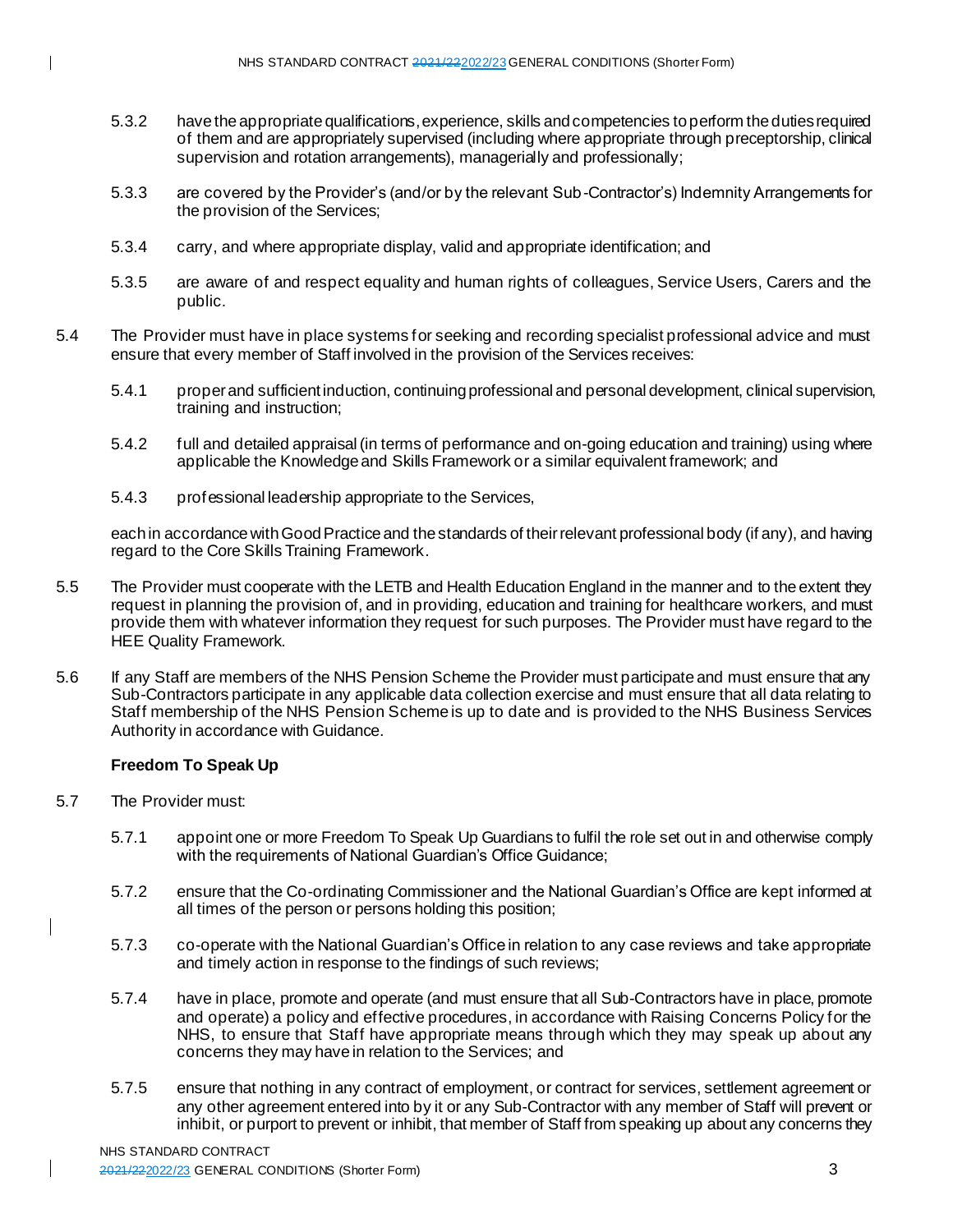5.3.2 have the appropriate qualifications, experience, skills and competencies to perform the duties required of them and are appropriately supervised (including where appropriate through preceptorship, clinical supervision and rotation arrangements), managerially and professionally;

5.3.3 are covered by the Provider's (and/or by the relevant Sub-Contractor's) Indemnity Arrangements for the provision of the Services;

5.3.4 carry, and where appropriate display, valid and appropriate identification; and

5.3.5 are aware of and respect equality and human rights of colleagues, Service Users, Carers and the public.

5.4 The Provider must have in place systems for seeking and recording specialist professional advice and must ensure that every member of Staff involved in the provision of the Services receives:

5.4.1 proper and sufficient induction, continuing professional and personal development, clinical supervision, training and instruction;

5.4.2 full and detailed appraisal (in terms of performance and on-going education and training) using where applicable the Knowledge and Skills Framework or a similar equivalent framework; and

5.4.3 professional leadership appropriate to the Services,

each in accordance with Good Practice and the standards of their relevant professional body (if any), and having regard to the Core Skills Training Framework.

5.5 The Provider must cooperate with the LETB and Health Education England in the manner and to the extent they request in planning the provision of, and in providing, education and training for healthcare workers, and must provide them with whatever information they request for such purposes. The Provider must have regard to the HEE Quality Framework.

5.6 If any Staff are members of the NHS Pension Scheme the Provider must participate and must ensure that any Sub-Contractors participate in any applicable data collection exercise and must ensure that all data relating to Staff membership of the NHS Pension Scheme is up to date and is provided to the NHS Business Services Authority in accordance with Guidance.

**Freedom To Speak Up**

5.7 The Provider must:

5.7.1 appoint one or more Freedom To Speak Up Guardians to fulfil the role set out in and otherwise comply with the requirements of National Guardian's Office Guidance;

5.7.2 ensure that the Co-ordinating Commissioner and the National Guardian's Office are kept informed at all times of the person or persons holding this position;

5.7.3 co-operate with the National Guardian's Office in relation to any case reviews and take appropriate and timely action in response to the findings of such reviews;

5.7.4 have in place, promote and operate (and must ensure that all Sub-Contractors have in place, promote and operate) a policy and effective procedures, in accordance with Raising Concerns Policy for the NHS, to ensure that Staff have appropriate means through which they may speak up about any concerns they may have in relation to the Services; and

5.7.5 ensure that nothing in any contract of employment, or contract for services, settlement agreement or any other agreement entered into by it or any Sub-Contractor with any member of Staff will prevent or inhibit, or purport to prevent or inhibit, that member of Staff from speaking up about any concerns they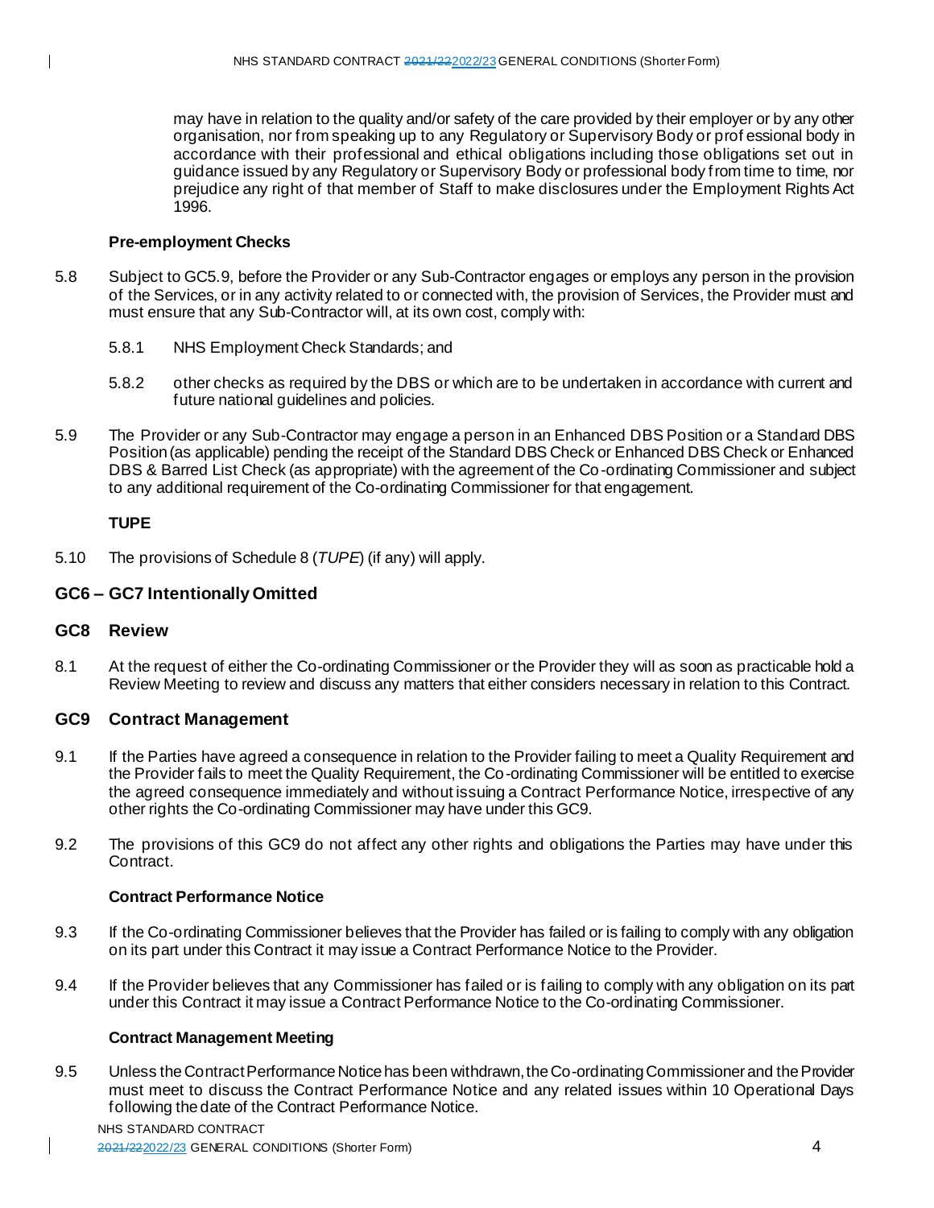may have in relation to the quality and/or safety of the care provided by their employer or by any other organisation, nor from speaking up to any Regulatory or Supervisory Body or professional body in accordance with their professional and ethical obligations including those obligations set out in guidance issued by any Regulatory or Supervisory Body or professional body from time to time, nor prejudice any right of that member of Staff to make disclosures under the Employment Rights Act 1996.

**Pre-employment Checks**

5.8 Subject to GC5.9, before the Provider or any Sub-Contractor engages or employs any person in the provision of the Services, or in any activity related to or connected with, the provision of Services, the Provider must and must ensure that any Sub-Contractor will, at its own cost, comply with:

5.8.1 NHS Employment Check Standards; and

5.8.2 other checks as required by the DBS or which are to be undertaken in accordance with current and future national guidelines and policies.

5.9 The Provider or any Sub-Contractor may engage a person in an Enhanced DBS Position or a Standard DBS Position (as applicable) pending the receipt of the Standard DBS Check or Enhanced DBS Check or Enhanced DBS & Barred List Check (as appropriate) with the agreement of the Co-ordinating Commissioner and subject to any additional requirement of the Co-ordinating Commissioner for that engagement.

**TUPE**

5.10 The provisions of Schedule 8 (*TUPE*) (if any) will apply.

## GC6 – GC7 Intentionally Omitted

## GC8 Review

8.1 At the request of either the Co-ordinating Commissioner or the Provider they will as soon as practicable hold a Review Meeting to review and discuss any matters that either considers necessary in relation to this Contract.

## GC9 Contract Management

9.1 If the Parties have agreed a consequence in relation to the Provider failing to meet a Quality Requirement and the Provider fails to meet the Quality Requirement, the Co-ordinating Commissioner will be entitled to exercise the agreed consequence immediately and without issuing a Contract Performance Notice, irrespective of any other rights the Co-ordinating Commissioner may have under this GC9.

9.2 The provisions of this GC9 do not affect any other rights and obligations the Parties may have under this Contract.

**Contract Performance Notice**

9.3 If the Co-ordinating Commissioner believes that the Provider has failed or is failing to comply with any obligation on its part under this Contract it may issue a Contract Performance Notice to the Provider.

9.4 If the Provider believes that any Commissioner has failed or is failing to comply with any obligation on its part under this Contract it may issue a Contract Performance Notice to the Co-ordinating Commissioner.

**Contract Management Meeting**

9.5 Unless the Contract Performance Notice has been withdrawn, the Co-ordinating Commissioner and the Provider must meet to discuss the Contract Performance Notice and any related issues within 10 Operational Days following the date of the Contract Performance Notice.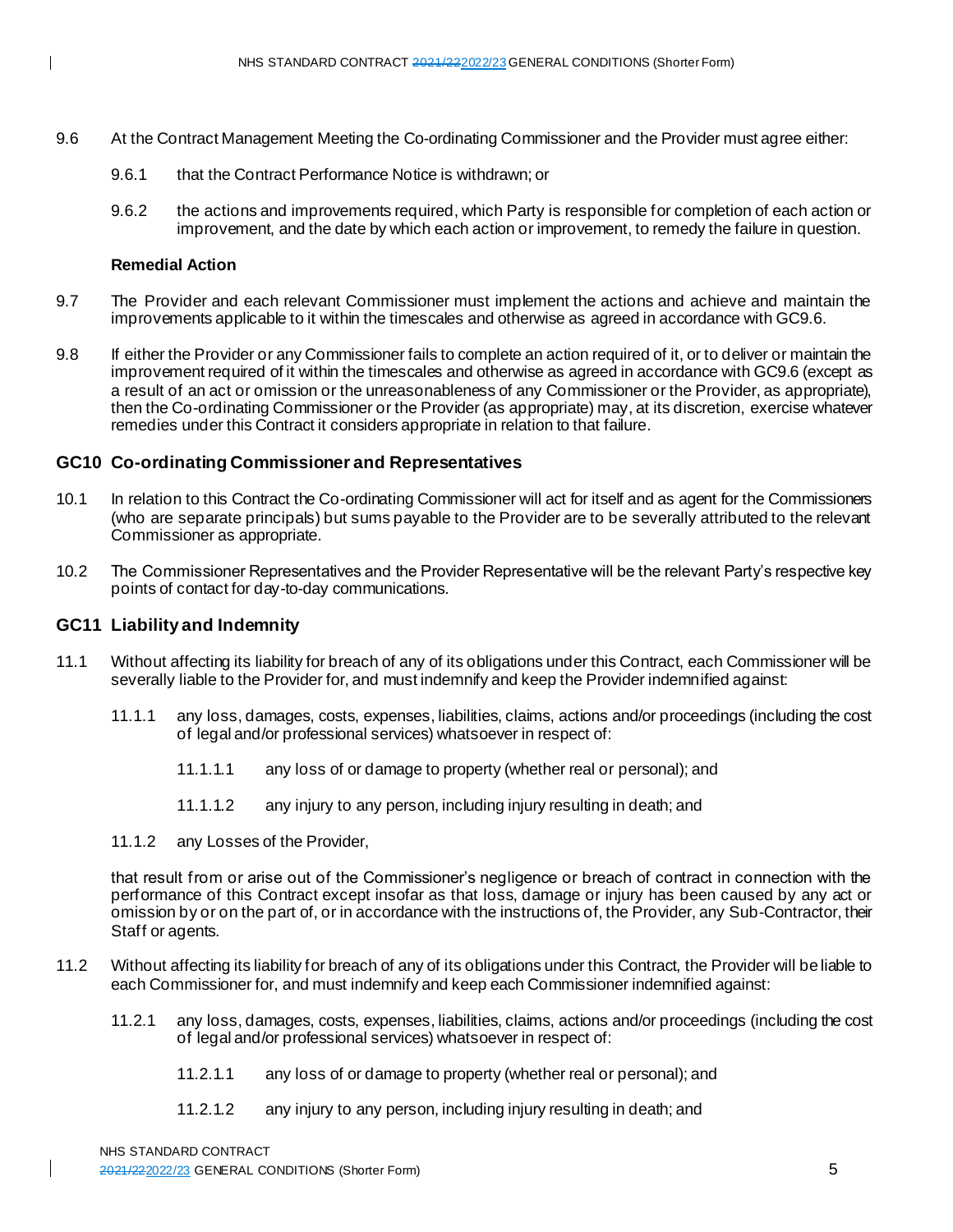9.6 At the Contract Management Meeting the Co-ordinating Commissioner and the Provider must agree either:

9.6.1 that the Contract Performance Notice is withdrawn; or

9.6.2 the actions and improvements required, which Party is responsible for completion of each action or improvement, and the date by which each action or improvement, to remedy the failure in question.

**Remedial Action**

9.7 The Provider and each relevant Commissioner must implement the actions and achieve and maintain the improvements applicable to it within the timescales and otherwise as agreed in accordance with GC9.6.

9.8 If either the Provider or any Commissioner fails to complete an action required of it, or to deliver or maintain the improvement required of it within the timescales and otherwise as agreed in accordance with GC9.6 (except as a result of an act or omission or the unreasonableness of any Commissioner or the Provider, as appropriate), then the Co-ordinating Commissioner or the Provider (as appropriate) may, at its discretion, exercise whatever remedies under this Contract it considers appropriate in relation to that failure.

## GC10 Co-ordinating Commissioner and Representatives

10.1 In relation to this Contract the Co-ordinating Commissioner will act for itself and as agent for the Commissioners (who are separate principals) but sums payable to the Provider are to be severally attributed to the relevant Commissioner as appropriate.

10.2 The Commissioner Representatives and the Provider Representative will be the relevant Party's respective key points of contact for day-to-day communications.

## GC11 Liability and Indemnity

11.1 Without affecting its liability for breach of any of its obligations under this Contract, each Commissioner will be severally liable to the Provider for, and must indemnify and keep the Provider indemnified against:

11.1.1 any loss, damages, costs, expenses, liabilities, claims, actions and/or proceedings (including the cost of legal and/or professional services) whatsoever in respect of:

11.1.1.1 any loss of or damage to property (whether real or personal); and

11.1.1.2 any injury to any person, including injury resulting in death; and

11.1.2 any Losses of the Provider,

that result from or arise out of the Commissioner's negligence or breach of contract in connection with the performance of this Contract except insofar as that loss, damage or injury has been caused by any act or omission by or on the part of, or in accordance with the instructions of, the Provider, any Sub-Contractor, their Staff or agents.

11.2 Without affecting its liability for breach of any of its obligations under this Contract, the Provider will be liable to each Commissioner for, and must indemnify and keep each Commissioner indemnified against:

11.2.1 any loss, damages, costs, expenses, liabilities, claims, actions and/or proceedings (including the cost of legal and/or professional services) whatsoever in respect of:

11.2.1.1 any loss of or damage to property (whether real or personal); and

11.2.1.2 any injury to any person, including injury resulting in death; and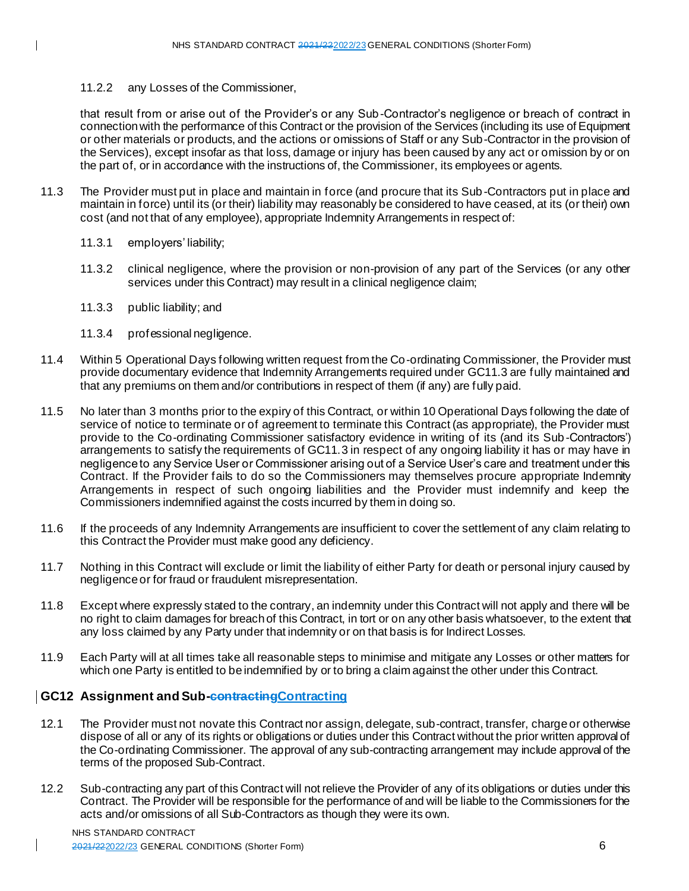11.2.2 any Losses of the Commissioner,

that result from or arise out of the Provider's or any Sub-Contractor's negligence or breach of contract in connection with the performance of this Contract or the provision of the Services (including its use of Equipment or other materials or products, and the actions or omissions of Staff or any Sub-Contractor in the provision of the Services), except insofar as that loss, damage or injury has been caused by any act or omission by or on the part of, or in accordance with the instructions of, the Commissioner, its employees or agents.

11.3 The Provider must put in place and maintain in force (and procure that its Sub-Contractors put in place and maintain in force) until its (or their) liability may reasonably be considered to have ceased, at its (or their) own cost (and not that of any employee), appropriate Indemnity Arrangements in respect of:

11.3.1 employers' liability;

11.3.2 clinical negligence, where the provision or non-provision of any part of the Services (or any other services under this Contract) may result in a clinical negligence claim;

11.3.3 public liability; and

11.3.4 professional negligence.

11.4 Within 5 Operational Days following written request from the Co-ordinating Commissioner, the Provider must provide documentary evidence that Indemnity Arrangements required under GC11.3 are fully maintained and that any premiums on them and/or contributions in respect of them (if any) are fully paid.

11.5 No later than 3 months prior to the expiry of this Contract, or within 10 Operational Days following the date of service of notice to terminate or of agreement to terminate this Contract (as appropriate), the Provider must provide to the Co-ordinating Commissioner satisfactory evidence in writing of its (and its Sub-Contractors') arrangements to satisfy the requirements of GC11.3 in respect of any ongoing liability it has or may have in negligence to any Service User or Commissioner arising out of a Service User's care and treatment under this Contract. If the Provider fails to do so the Commissioners may themselves procure appropriate Indemnity Arrangements in respect of such ongoing liabilities and the Provider must indemnify and keep the Commissioners indemnified against the costs incurred by them in doing so.

11.6 If the proceeds of any Indemnity Arrangements are insufficient to cover the settlement of any claim relating to this Contract the Provider must make good any deficiency.

11.7 Nothing in this Contract will exclude or limit the liability of either Party for death or personal injury caused by negligence or for fraud or fraudulent misrepresentation.

11.8 Except where expressly stated to the contrary, an indemnity under this Contract will not apply and there will be no right to claim damages for breach of this Contract, in tort or on any other basis whatsoever, to the extent that any loss claimed by any Party under that indemnity or on that basis is for Indirect Losses.

11.9 Each Party will at all times take all reasonable steps to minimise and mitigate any Losses or other matters for which one Party is entitled to be indemnified by or to bring a claim against the other under this Contract.

## GC12 Assignment and Sub-~~contracting~~Contracting

12.1 The Provider must not novate this Contract nor assign, delegate, sub-contract, transfer, charge or otherwise dispose of all or any of its rights or obligations or duties under this Contract without the prior written approval of the Co-ordinating Commissioner. The approval of any sub-contracting arrangement may include approval of the terms of the proposed Sub-Contract.

12.2 Sub-contracting any part of this Contract will not relieve the Provider of any of its obligations or duties under this Contract. The Provider will be responsible for the performance of and will be liable to the Commissioners for the acts and/or omissions of all Sub-Contractors as though they were its own.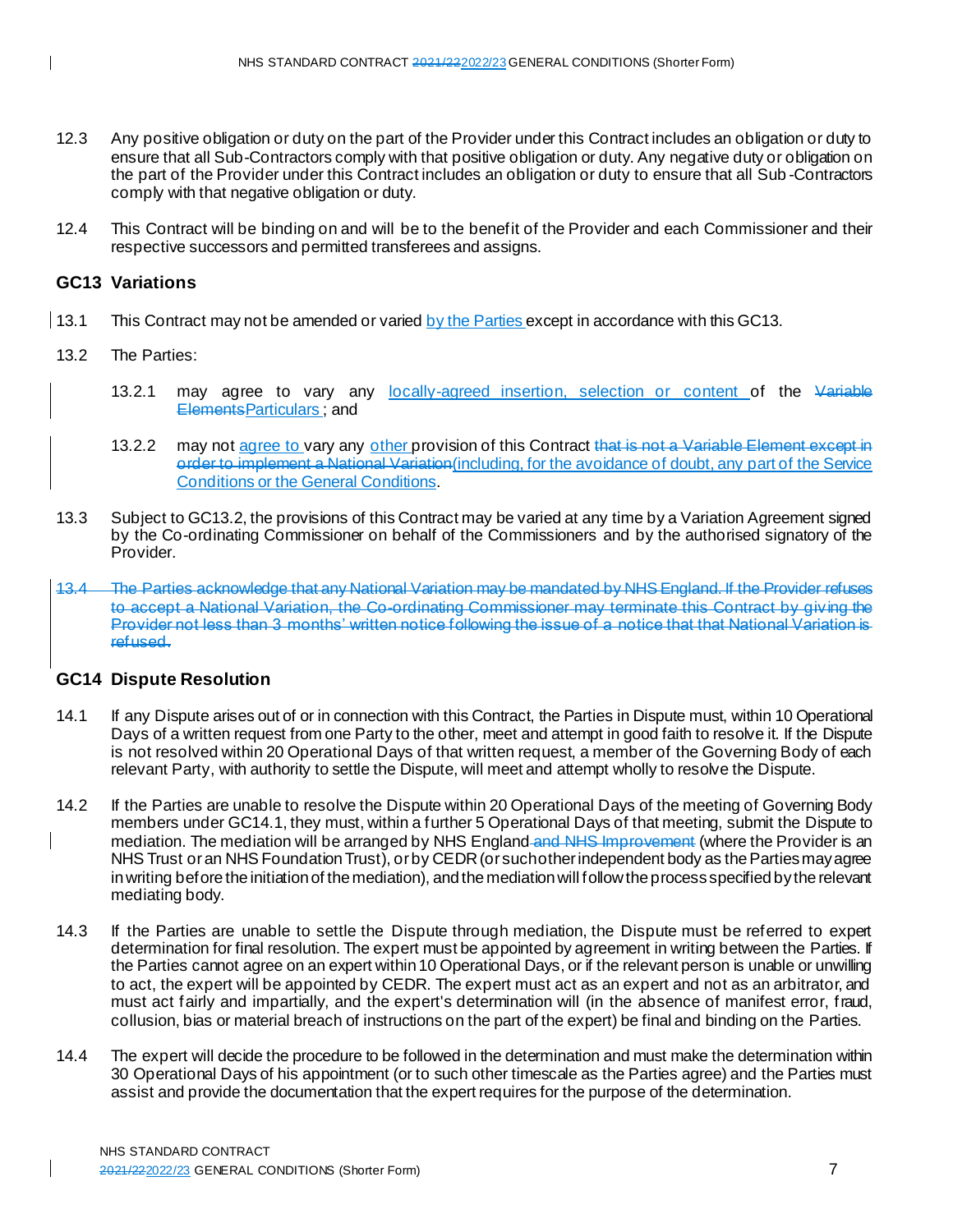12.3 Any positive obligation or duty on the part of the Provider under this Contract includes an obligation or duty to ensure that all Sub-Contractors comply with that positive obligation or duty. Any negative duty or obligation on the part of the Provider under this Contract includes an obligation or duty to ensure that all Sub-Contractors comply with that negative obligation or duty.

12.4 This Contract will be binding on and will be to the benefit of the Provider and each Commissioner and their respective successors and permitted transferees and assigns.

## GC13 Variations

13.1 This Contract may not be amended or varied ~~~~by the Parties except in accordance with this GC13.

13.2 The Parties:

13.2.1 may agree to vary any locally-agreed insertion, selection or content of the ~~Variable Elements~~Particulars ; and

13.2.2 may not agree to vary any other provision of this Contract ~~that is not a Variable Element except in order to implement a National Variation~~(including, for the avoidance of doubt, any part of the Service Conditions or the General Conditions.

13.3 Subject to GC13.2, the provisions of this Contract may be varied at any time by a Variation Agreement signed by the Co-ordinating Commissioner on behalf of the Commissioners and by the authorised signatory of the Provider.

~~13.4 The Parties acknowledge that any National Variation may be mandated by NHS England. If the Provider refuses to accept a National Variation, the Co-ordinating Commissioner may terminate this Contract by giving the Provider not less than 3 months' written notice following the issue of a notice that that National Variation is refused.~~

## GC14 Dispute Resolution

14.1 If any Dispute arises out of or in connection with this Contract, the Parties in Dispute must, within 10 Operational Days of a written request from one Party to the other, meet and attempt in good faith to resolve it. If the Dispute is not resolved within 20 Operational Days of that written request, a member of the Governing Body of each relevant Party, with authority to settle the Dispute, will meet and attempt wholly to resolve the Dispute.

14.2 If the Parties are unable to resolve the Dispute within 20 Operational Days of the meeting of Governing Body members under GC14.1, they must, within a further 5 Operational Days of that meeting, submit the Dispute to mediation. The mediation will be arranged by NHS England ~~and NHS Improvement~~ (where the Provider is an NHS Trust or an NHS Foundation Trust), or by CEDR (or such other independent body as the Parties may agree in writing before the initiation of the mediation), and the mediation will follow the process specified by the relevant mediating body.

14.3 If the Parties are unable to settle the Dispute through mediation, the Dispute must be referred to expert determination for final resolution. The expert must be appointed by agreement in writing between the Parties. If the Parties cannot agree on an expert within 10 Operational Days, or if the relevant person is unable or unwilling to act, the expert will be appointed by CEDR. The expert must act as an expert and not as an arbitrator, and must act fairly and impartially, and the expert's determination will (in the absence of manifest error, fraud, collusion, bias or material breach of instructions on the part of the expert) be final and binding on the Parties.

14.4 The expert will decide the procedure to be followed in the determination and must make the determination within 30 Operational Days of his appointment (or to such other timescale as the Parties agree) and the Parties must assist and provide the documentation that the expert requires for the purpose of the determination.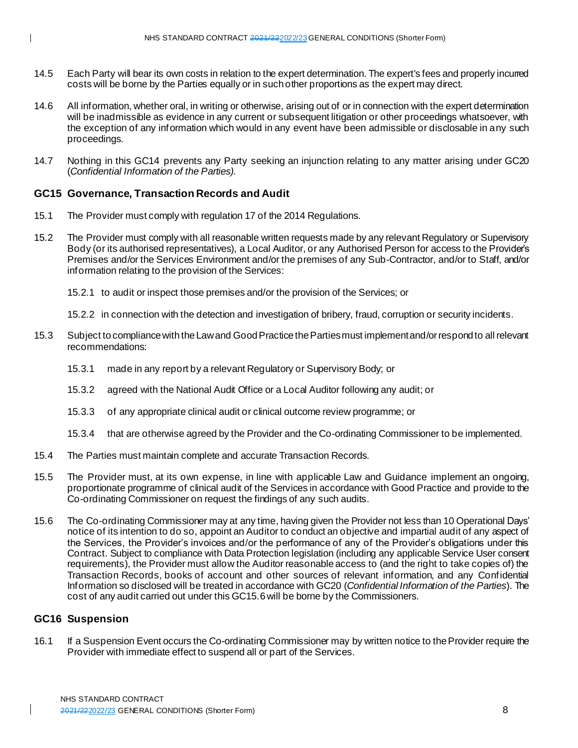14.5 Each Party will bear its own costs in relation to the expert determination. The expert's fees and properly incurred costs will be borne by the Parties equally or in such other proportions as the expert may direct.

14.6 All information, whether oral, in writing or otherwise, arising out of or in connection with the expert determination will be inadmissible as evidence in any current or subsequent litigation or other proceedings whatsoever, with the exception of any information which would in any event have been admissible or disclosable in any such proceedings.

14.7 Nothing in this GC14 prevents any Party seeking an injunction relating to any matter arising under GC20 (*Confidential Information of the Parties).*

## GC15 Governance, Transaction Records and Audit

15.1 The Provider must comply with regulation 17 of the 2014 Regulations.

15.2 The Provider must comply with all reasonable written requests made by any relevant Regulatory or Supervisory Body (or its authorised representatives), a Local Auditor, or any Authorised Person for access to the Provider's Premises and/or the Services Environment and/or the premises of any Sub-Contractor, and/or to Staff, and/or information relating to the provision of the Services:

15.2.1 to audit or inspect those premises and/or the provision of the Services; or

15.2.2 in connection with the detection and investigation of bribery, fraud, corruption or security incidents.

15.3 Subject to compliance with the Law and Good Practice the Parties must implement and/or respond to all relevant recommendations:

15.3.1 made in any report by a relevant Regulatory or Supervisory Body; or

15.3.2 agreed with the National Audit Office or a Local Auditor following any audit; or

15.3.3 of any appropriate clinical audit or clinical outcome review programme; or

15.3.4 that are otherwise agreed by the Provider and the Co-ordinating Commissioner to be implemented.

15.4 The Parties must maintain complete and accurate Transaction Records.

15.5 The Provider must, at its own expense, in line with applicable Law and Guidance implement an ongoing, proportionate programme of clinical audit of the Services in accordance with Good Practice and provide to the Co-ordinating Commissioner on request the findings of any such audits.

15.6 The Co-ordinating Commissioner may at any time, having given the Provider not less than 10 Operational Days' notice of its intention to do so, appoint an Auditor to conduct an objective and impartial audit of any aspect of the Services, the Provider's invoices and/or the performance of any of the Provider's obligations under this Contract. Subject to compliance with Data Protection legislation (including any applicable Service User consent requirements), the Provider must allow the Auditor reasonable access to (and the right to take copies of) the Transaction Records, books of account and other sources of relevant information, and any Confidential Information so disclosed will be treated in accordance with GC20 (*Confidential Information of the Parties*). The cost of any audit carried out under this GC15.6 will be borne by the Commissioners.

## GC16 Suspension

16.1 If a Suspension Event occurs the Co-ordinating Commissioner may by written notice to the Provider require the Provider with immediate effect to suspend all or part of the Services.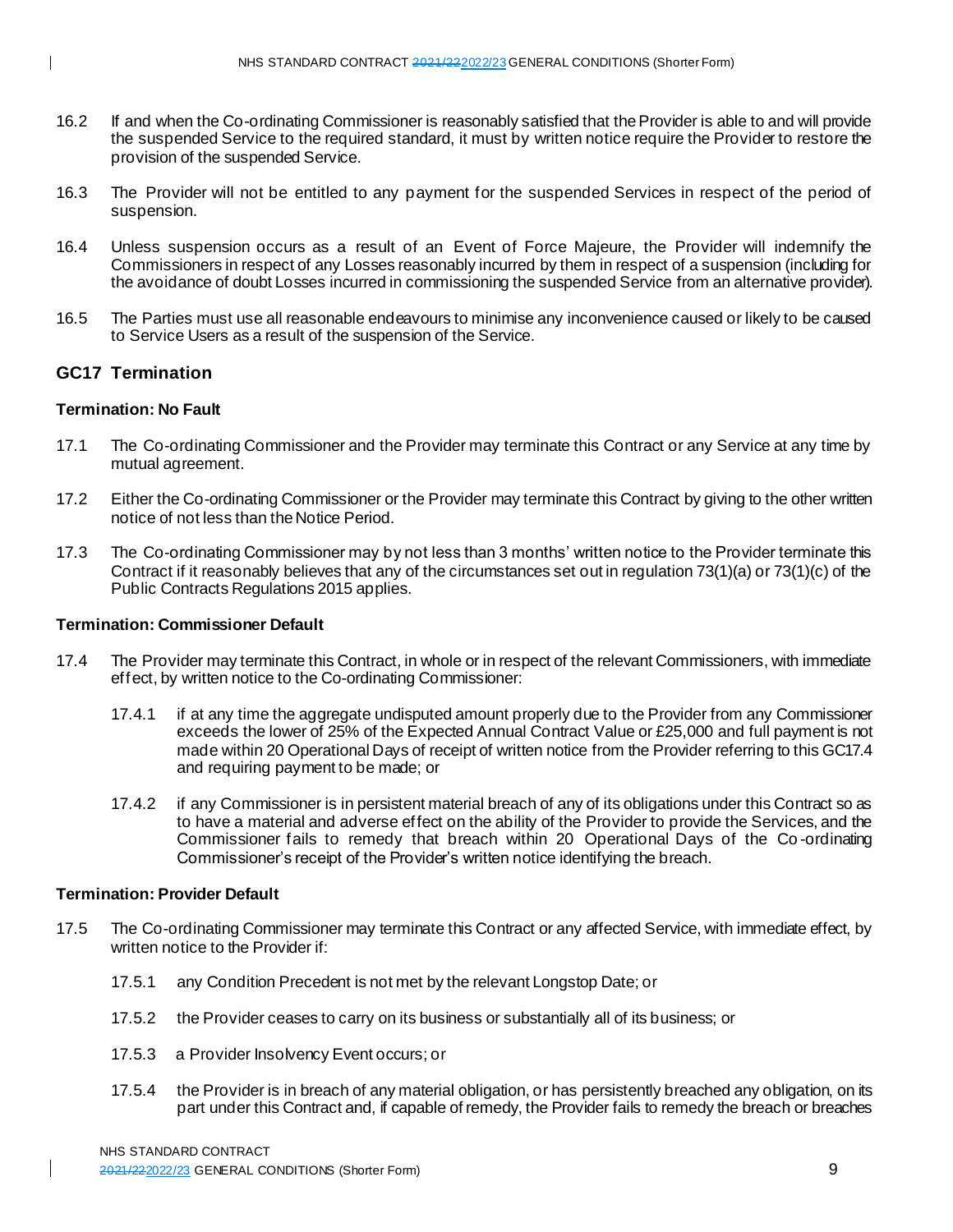16.2 If and when the Co-ordinating Commissioner is reasonably satisfied that the Provider is able to and will provide the suspended Service to the required standard, it must by written notice require the Provider to restore the provision of the suspended Service.

16.3 The Provider will not be entitled to any payment for the suspended Services in respect of the period of suspension.

16.4 Unless suspension occurs as a result of an Event of Force Majeure, the Provider will indemnify the Commissioners in respect of any Losses reasonably incurred by them in respect of a suspension (including for the avoidance of doubt Losses incurred in commissioning the suspended Service from an alternative provider).

16.5 The Parties must use all reasonable endeavours to minimise any inconvenience caused or likely to be caused to Service Users as a result of the suspension of the Service.

## GC17 Termination

### Termination: No Fault

17.1 The Co-ordinating Commissioner and the Provider may terminate this Contract or any Service at any time by mutual agreement.

17.2 Either the Co-ordinating Commissioner or the Provider may terminate this Contract by giving to the other written notice of not less than the Notice Period.

17.3 The Co-ordinating Commissioner may by not less than 3 months' written notice to the Provider terminate this Contract if it reasonably believes that any of the circumstances set out in regulation 73(1)(a) or 73(1)(c) of the Public Contracts Regulations 2015 applies.

### Termination: Commissioner Default

17.4 The Provider may terminate this Contract, in whole or in respect of the relevant Commissioners, with immediate effect, by written notice to the Co-ordinating Commissioner:

17.4.1 if at any time the aggregate undisputed amount properly due to the Provider from any Commissioner exceeds the lower of 25% of the Expected Annual Contract Value or £25,000 and full payment is not made within 20 Operational Days of receipt of written notice from the Provider referring to this GC17.4 and requiring payment to be made; or

17.4.2 if any Commissioner is in persistent material breach of any of its obligations under this Contract so as to have a material and adverse effect on the ability of the Provider to provide the Services, and the Commissioner fails to remedy that breach within 20 Operational Days of the Co-ordinating Commissioner's receipt of the Provider's written notice identifying the breach.

### Termination: Provider Default

17.5 The Co-ordinating Commissioner may terminate this Contract or any affected Service, with immediate effect, by written notice to the Provider if:

17.5.1 any Condition Precedent is not met by the relevant Longstop Date; or

17.5.2 the Provider ceases to carry on its business or substantially all of its business; or

17.5.3 a Provider Insolvency Event occurs; or

17.5.4 the Provider is in breach of any material obligation, or has persistently breached any obligation, on its part under this Contract and, if capable of remedy, the Provider fails to remedy the breach or breaches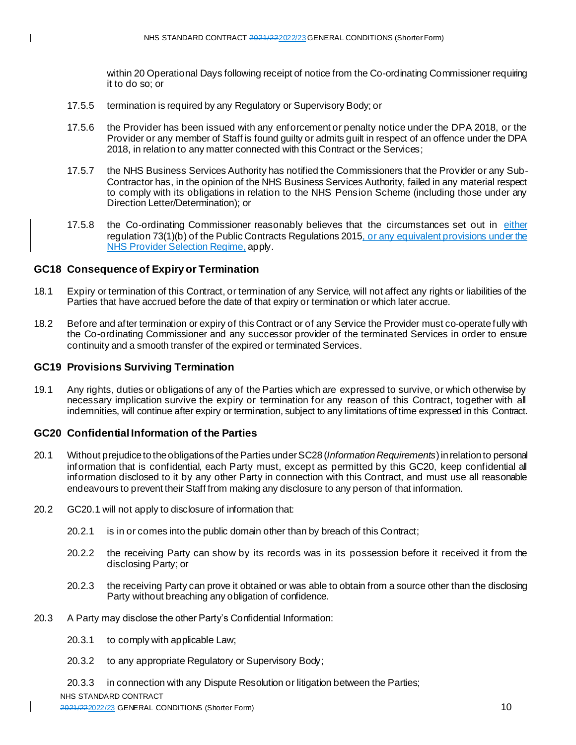within 20 Operational Days following receipt of notice from the Co-ordinating Commissioner requiring it to do so; or

17.5.5 termination is required by any Regulatory or Supervisory Body; or

17.5.6 the Provider has been issued with any enforcement or penalty notice under the DPA 2018, or the Provider or any member of Staff is found guilty or admits guilt in respect of an offence under the DPA 2018, in relation to any matter connected with this Contract or the Services;

17.5.7 the NHS Business Services Authority has notified the Commissioners that the Provider or any Sub-Contractor has, in the opinion of the NHS Business Services Authority, failed in any material respect to comply with its obligations in relation to the NHS Pension Scheme (including those under any Direction Letter/Determination); or

17.5.8 the Co-ordinating Commissioner reasonably believes that the circumstances set out in either regulation 73(1)(b) of the Public Contracts Regulations 2015, or any equivalent provisions under the NHS Provider Selection Regime, apply.

## GC18 Consequence of Expiry or Termination

18.1 Expiry or termination of this Contract, or termination of any Service, will not affect any rights or liabilities of the Parties that have accrued before the date of that expiry or termination or which later accrue.

18.2 Before and after termination or expiry of this Contract or of any Service the Provider must co-operate fully with the Co-ordinating Commissioner and any successor provider of the terminated Services in order to ensure continuity and a smooth transfer of the expired or terminated Services.

## GC19 Provisions Surviving Termination

19.1 Any rights, duties or obligations of any of the Parties which are expressed to survive, or which otherwise by necessary implication survive the expiry or termination for any reason of this Contract, together with all indemnities, will continue after expiry or termination, subject to any limitations of time expressed in this Contract.

## GC20 Confidential Information of the Parties

20.1 Without prejudice to the obligations of the Parties under SC28 (*Information Requirements*) in relation to personal information that is confidential, each Party must, except as permitted by this GC20, keep confidential all information disclosed to it by any other Party in connection with this Contract, and must use all reasonable endeavours to prevent their Staff from making any disclosure to any person of that information.

20.2 GC20.1 will not apply to disclosure of information that:

20.2.1 is in or comes into the public domain other than by breach of this Contract;

20.2.2 the receiving Party can show by its records was in its possession before it received it from the disclosing Party; or

20.2.3 the receiving Party can prove it obtained or was able to obtain from a source other than the disclosing Party without breaching any obligation of confidence.

20.3 A Party may disclose the other Party's Confidential Information:

20.3.1 to comply with applicable Law;

20.3.2 to any appropriate Regulatory or Supervisory Body;

20.3.3 in connection with any Dispute Resolution or litigation between the Parties;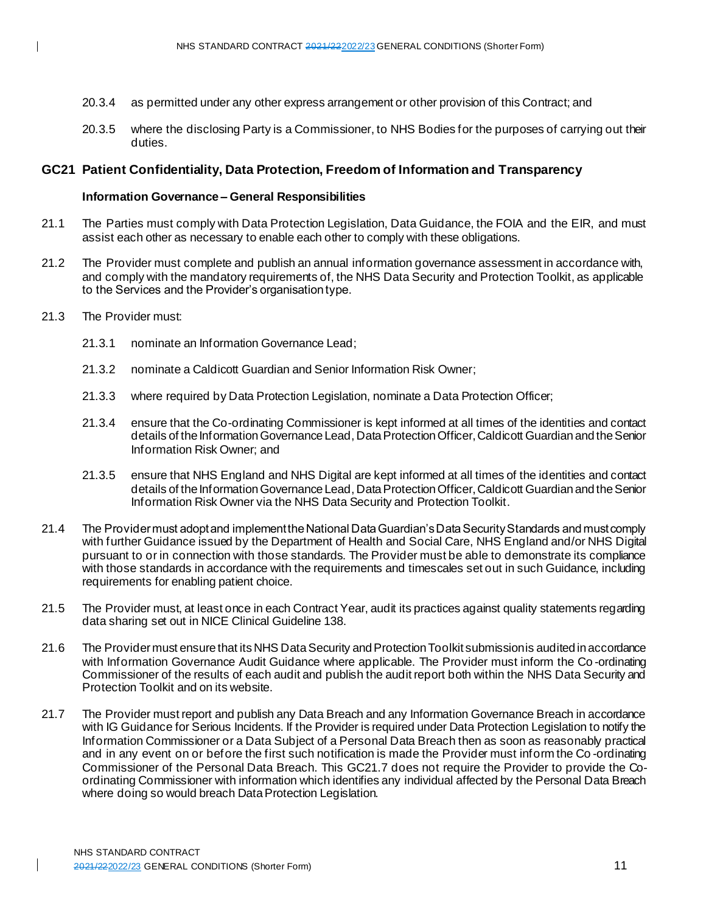20.3.4 as permitted under any other express arrangement or other provision of this Contract; and

20.3.5 where the disclosing Party is a Commissioner, to NHS Bodies for the purposes of carrying out their duties.

## GC21 Patient Confidentiality, Data Protection, Freedom of Information and Transparency

**Information Governance – General Responsibilities**

21.1 The Parties must comply with Data Protection Legislation, Data Guidance, the FOIA and the EIR, and must assist each other as necessary to enable each other to comply with these obligations.

21.2 The Provider must complete and publish an annual information governance assessment in accordance with, and comply with the mandatory requirements of, the NHS Data Security and Protection Toolkit, as applicable to the Services and the Provider's organisation type.

21.3 The Provider must:

21.3.1 nominate an Information Governance Lead;

21.3.2 nominate a Caldicott Guardian and Senior Information Risk Owner;

21.3.3 where required by Data Protection Legislation, nominate a Data Protection Officer;

21.3.4 ensure that the Co-ordinating Commissioner is kept informed at all times of the identities and contact details of the Information Governance Lead, Data Protection Officer, Caldicott Guardian and the Senior Information Risk Owner; and

21.3.5 ensure that NHS England and NHS Digital are kept informed at all times of the identities and contact details of the Information Governance Lead, Data Protection Officer, Caldicott Guardian and the Senior Information Risk Owner via the NHS Data Security and Protection Toolkit.

21.4 The Provider must adopt and implement the National Data Guardian's Data Security Standards and must comply with further Guidance issued by the Department of Health and Social Care, NHS England and/or NHS Digital pursuant to or in connection with those standards. The Provider must be able to demonstrate its compliance with those standards in accordance with the requirements and timescales set out in such Guidance, including requirements for enabling patient choice.

21.5 The Provider must, at least once in each Contract Year, audit its practices against quality statements regarding data sharing set out in NICE Clinical Guideline 138.

21.6 The Provider must ensure that its NHS Data Security and Protection Toolkit submission is audited in accordance with Information Governance Audit Guidance where applicable. The Provider must inform the Co-ordinating Commissioner of the results of each audit and publish the audit report both within the NHS Data Security and Protection Toolkit and on its website.

21.7 The Provider must report and publish any Data Breach and any Information Governance Breach in accordance with IG Guidance for Serious Incidents. If the Provider is required under Data Protection Legislation to notify the Information Commissioner or a Data Subject of a Personal Data Breach then as soon as reasonably practical and in any event on or before the first such notification is made the Provider must inform the Co-ordinating Commissioner of the Personal Data Breach. This GC21.7 does not require the Provider to provide the Co-ordinating Commissioner with information which identifies any individual affected by the Personal Data Breach where doing so would breach Data Protection Legislation.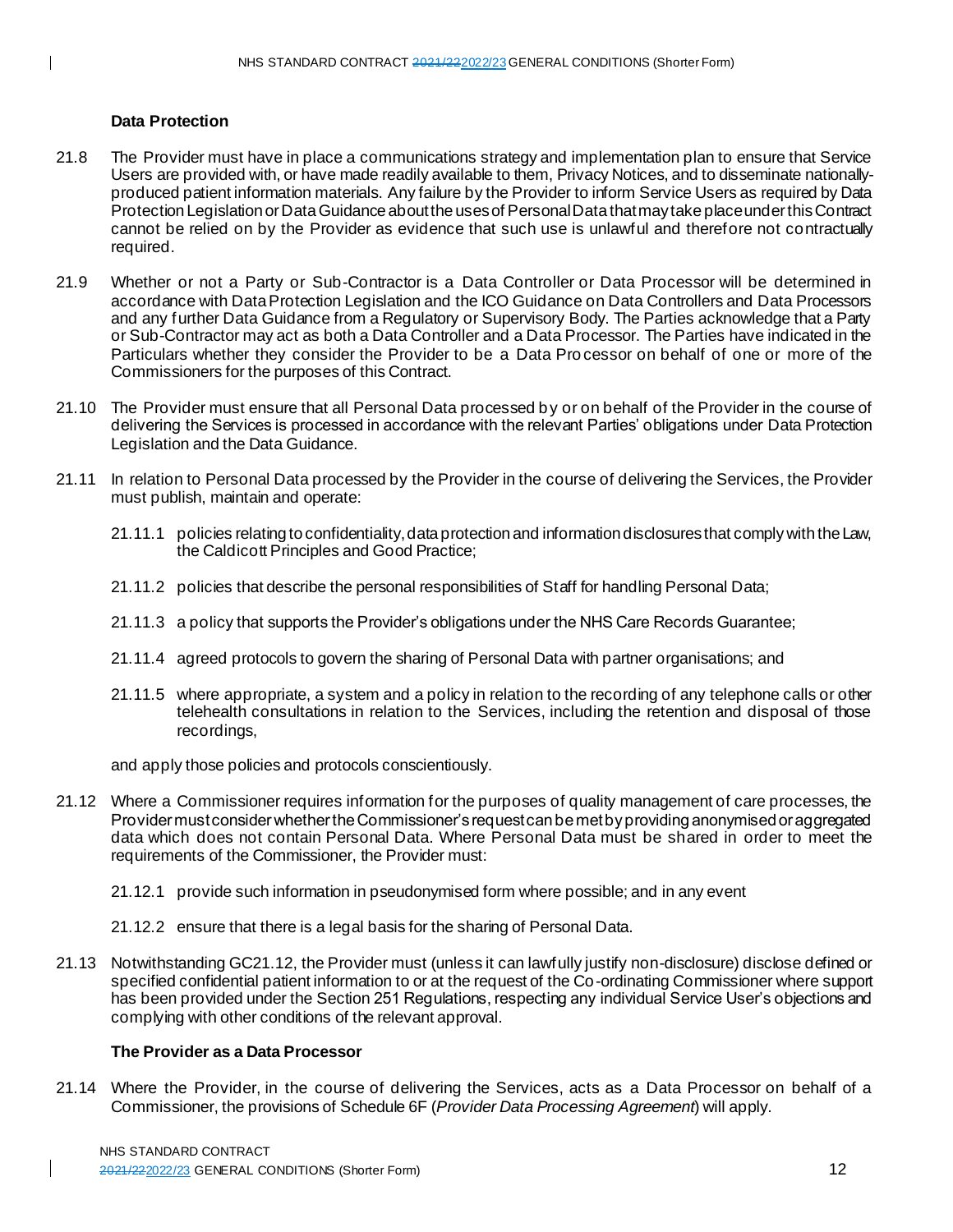### Data Protection

21.8 The Provider must have in place a communications strategy and implementation plan to ensure that Service Users are provided with, or have made readily available to them, Privacy Notices, and to disseminate nationally-produced patient information materials. Any failure by the Provider to inform Service Users as required by Data Protection Legislation or Data Guidance about the uses of Personal Data that may take place under this Contract cannot be relied on by the Provider as evidence that such use is unlawful and therefore not contractually required.

21.9 Whether or not a Party or Sub-Contractor is a Data Controller or Data Processor will be determined in accordance with Data Protection Legislation and the ICO Guidance on Data Controllers and Data Processors and any further Data Guidance from a Regulatory or Supervisory Body. The Parties acknowledge that a Party or Sub-Contractor may act as both a Data Controller and a Data Processor. The Parties have indicated in the Particulars whether they consider the Provider to be a Data Processor on behalf of one or more of the Commissioners for the purposes of this Contract.

21.10 The Provider must ensure that all Personal Data processed by or on behalf of the Provider in the course of delivering the Services is processed in accordance with the relevant Parties' obligations under Data Protection Legislation and the Data Guidance.

21.11 In relation to Personal Data processed by the Provider in the course of delivering the Services, the Provider must publish, maintain and operate:

21.11.1 policies relating to confidentiality, data protection and information disclosures that comply with the Law, the Caldicott Principles and Good Practice;

21.11.2 policies that describe the personal responsibilities of Staff for handling Personal Data;

21.11.3 a policy that supports the Provider's obligations under the NHS Care Records Guarantee;

21.11.4 agreed protocols to govern the sharing of Personal Data with partner organisations; and

21.11.5 where appropriate, a system and a policy in relation to the recording of any telephone calls or other telehealth consultations in relation to the Services, including the retention and disposal of those recordings,

and apply those policies and protocols conscientiously.

21.12 Where a Commissioner requires information for the purposes of quality management of care processes, the Provider must consider whether the Commissioner's request can be met by providing anonymised or aggregated data which does not contain Personal Data. Where Personal Data must be shared in order to meet the requirements of the Commissioner, the Provider must:

21.12.1 provide such information in pseudonymised form where possible; and in any event

21.12.2 ensure that there is a legal basis for the sharing of Personal Data.

21.13 Notwithstanding GC21.12, the Provider must (unless it can lawfully justify non-disclosure) disclose defined or specified confidential patient information to or at the request of the Co-ordinating Commissioner where support has been provided under the Section 251 Regulations, respecting any individual Service User's objections and complying with other conditions of the relevant approval.

### The Provider as a Data Processor

21.14 Where the Provider, in the course of delivering the Services, acts as a Data Processor on behalf of a Commissioner, the provisions of Schedule 6F (*Provider Data Processing Agreement*) will apply.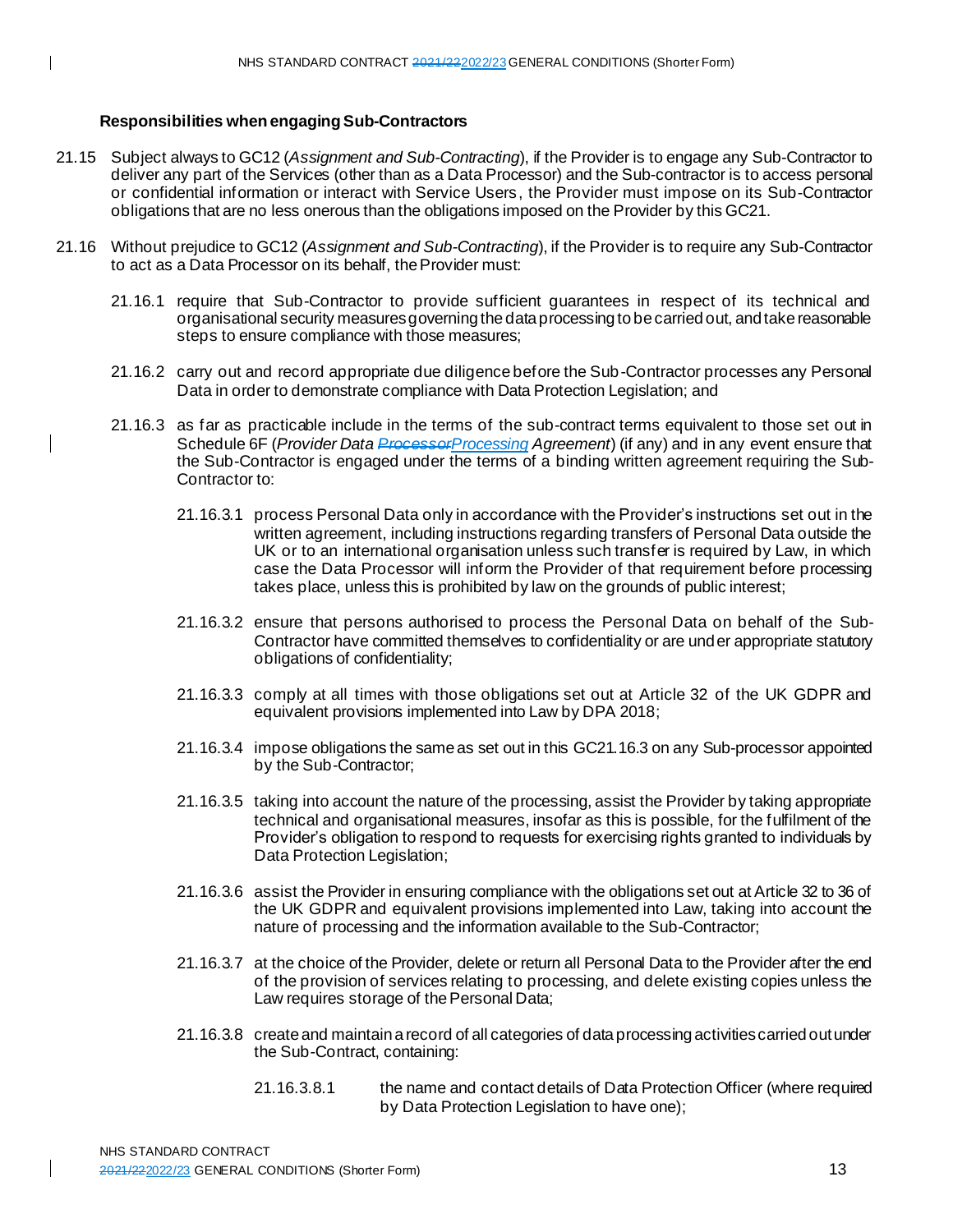**Responsibilities when engaging Sub-Contractors**

21.15 Subject always to GC12 (*Assignment and Sub-Contracting*), if the Provider is to engage any Sub-Contractor to deliver any part of the Services (other than as a Data Processor) and the Sub-contractor is to access personal or confidential information or interact with Service Users, the Provider must impose on its Sub-Contractor obligations that are no less onerous than the obligations imposed on the Provider by this GC21.

21.16 Without prejudice to GC12 (*Assignment and Sub-Contracting*), if the Provider is to require any Sub-Contractor to act as a Data Processor on its behalf, the Provider must:

21.16.1 require that Sub-Contractor to provide sufficient guarantees in respect of its technical and organisational security measures governing the data processing to be carried out, and take reasonable steps to ensure compliance with those measures;

21.16.2 carry out and record appropriate due diligence before the Sub-Contractor processes any Personal Data in order to demonstrate compliance with Data Protection Legislation; and

21.16.3 as far as practicable include in the terms of the sub-contract terms equivalent to those set out in Schedule 6F (*Provider Data ~~Processor~~Processing Agreement*) (if any) and in any event ensure that the Sub-Contractor is engaged under the terms of a binding written agreement requiring the Sub-Contractor to:

21.16.3.1 process Personal Data only in accordance with the Provider's instructions set out in the written agreement, including instructions regarding transfers of Personal Data outside the UK or to an international organisation unless such transfer is required by Law, in which case the Data Processor will inform the Provider of that requirement before processing takes place, unless this is prohibited by law on the grounds of public interest;

21.16.3.2 ensure that persons authorised to process the Personal Data on behalf of the Sub-Contractor have committed themselves to confidentiality or are under appropriate statutory obligations of confidentiality;

21.16.3.3 comply at all times with those obligations set out at Article 32 of the UK GDPR and equivalent provisions implemented into Law by DPA 2018;

21.16.3.4 impose obligations the same as set out in this GC21.16.3 on any Sub-processor appointed by the Sub-Contractor;

21.16.3.5 taking into account the nature of the processing, assist the Provider by taking appropriate technical and organisational measures, insofar as this is possible, for the fulfilment of the Provider's obligation to respond to requests for exercising rights granted to individuals by Data Protection Legislation;

21.16.3.6 assist the Provider in ensuring compliance with the obligations set out at Article 32 to 36 of the UK GDPR and equivalent provisions implemented into Law, taking into account the nature of processing and the information available to the Sub-Contractor;

21.16.3.7 at the choice of the Provider, delete or return all Personal Data to the Provider after the end of the provision of services relating to processing, and delete existing copies unless the Law requires storage of the Personal Data;

21.16.3.8 create and maintain a record of all categories of data processing activities carried out under the Sub-Contract, containing:

21.16.3.8.1 the name and contact details of Data Protection Officer (where required by Data Protection Legislation to have one);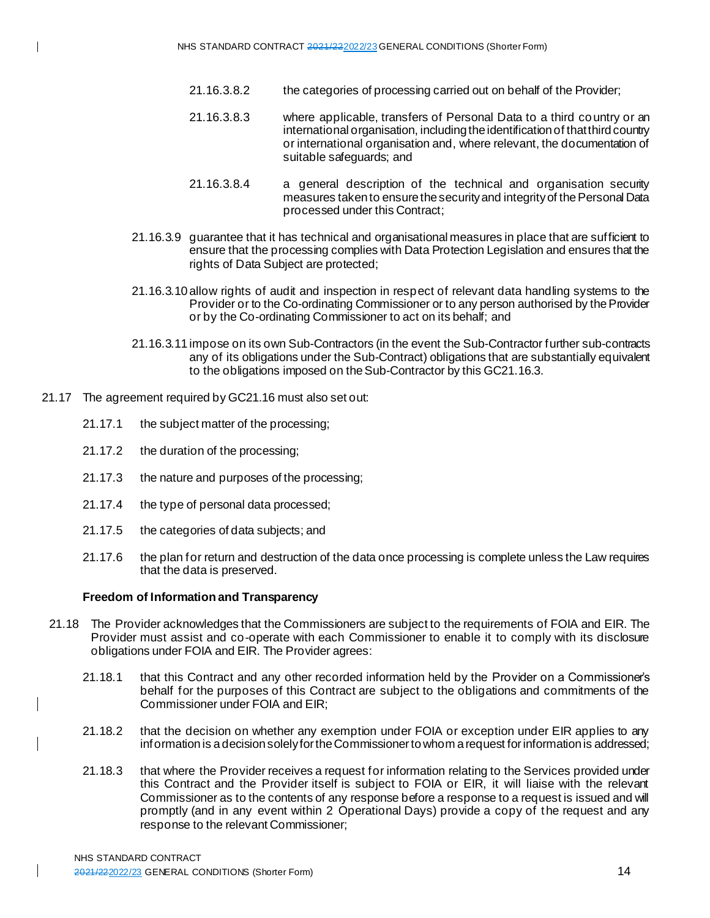21.16.3.8.2 the categories of processing carried out on behalf of the Provider;

21.16.3.8.3 where applicable, transfers of Personal Data to a third country or an international organisation, including the identification of that third country or international organisation and, where relevant, the documentation of suitable safeguards; and

21.16.3.8.4 a general description of the technical and organisation security measures taken to ensure the security and integrity of the Personal Data processed under this Contract;

21.16.3.9 guarantee that it has technical and organisational measures in place that are sufficient to ensure that the processing complies with Data Protection Legislation and ensures that the rights of Data Subject are protected;

21.16.3.10 allow rights of audit and inspection in respect of relevant data handling systems to the Provider or to the Co-ordinating Commissioner or to any person authorised by the Provider or by the Co-ordinating Commissioner to act on its behalf; and

21.16.3.11 impose on its own Sub-Contractors (in the event the Sub-Contractor further sub-contracts any of its obligations under the Sub-Contract) obligations that are substantially equivalent to the obligations imposed on the Sub-Contractor by this GC21.16.3.

21.17 The agreement required by GC21.16 must also set out:

21.17.1 the subject matter of the processing;

21.17.2 the duration of the processing;

21.17.3 the nature and purposes of the processing;

21.17.4 the type of personal data processed;

21.17.5 the categories of data subjects; and

21.17.6 the plan for return and destruction of the data once processing is complete unless the Law requires that the data is preserved.

**Freedom of Information and Transparency**

21.18 The Provider acknowledges that the Commissioners are subject to the requirements of FOIA and EIR. The Provider must assist and co-operate with each Commissioner to enable it to comply with its disclosure obligations under FOIA and EIR. The Provider agrees:

21.18.1 that this Contract and any other recorded information held by the Provider on a Commissioner's behalf for the purposes of this Contract are subject to the obligations and commitments of the Commissioner under FOIA and EIR;

21.18.2 that the decision on whether any exemption under FOIA or exception under EIR applies to any information is a decision solely for the Commissioner to whom a request for information is addressed;

21.18.3 that where the Provider receives a request for information relating to the Services provided under this Contract and the Provider itself is subject to FOIA or EIR, it will liaise with the relevant Commissioner as to the contents of any response before a response to a request is issued and will promptly (and in any event within 2 Operational Days) provide a copy of the request and any response to the relevant Commissioner;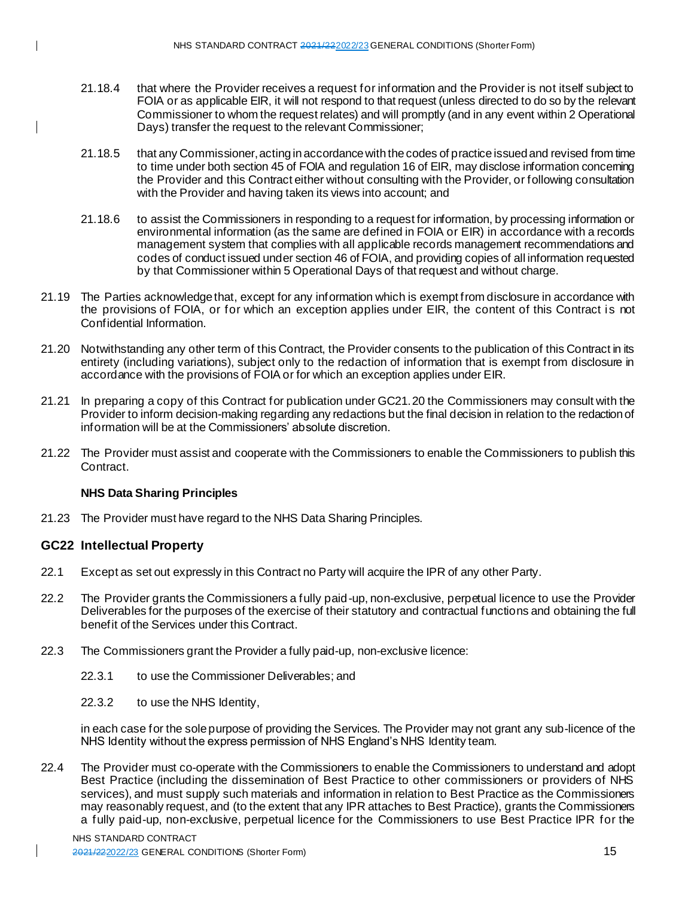21.18.4 that where the Provider receives a request for information and the Provider is not itself subject to FOIA or as applicable EIR, it will not respond to that request (unless directed to do so by the relevant Commissioner to whom the request relates) and will promptly (and in any event within 2 Operational Days) transfer the request to the relevant Commissioner;

21.18.5 that any Commissioner, acting in accordance with the codes of practice issued and revised from time to time under both section 45 of FOIA and regulation 16 of EIR, may disclose information concerning the Provider and this Contract either without consulting with the Provider, or following consultation with the Provider and having taken its views into account; and

21.18.6 to assist the Commissioners in responding to a request for information, by processing information or environmental information (as the same are defined in FOIA or EIR) in accordance with a records management system that complies with all applicable records management recommendations and codes of conduct issued under section 46 of FOIA, and providing copies of all information requested by that Commissioner within 5 Operational Days of that request and without charge.

21.19 The Parties acknowledge that, except for any information which is exempt from disclosure in accordance with the provisions of FOIA, or for which an exception applies under EIR, the content of this Contract is not Confidential Information.

21.20 Notwithstanding any other term of this Contract, the Provider consents to the publication of this Contract in its entirety (including variations), subject only to the redaction of information that is exempt from disclosure in accordance with the provisions of FOIA or for which an exception applies under EIR.

21.21 In preparing a copy of this Contract for publication under GC21.20 the Commissioners may consult with the Provider to inform decision-making regarding any redactions but the final decision in relation to the redaction of information will be at the Commissioners' absolute discretion.

21.22 The Provider must assist and cooperate with the Commissioners to enable the Commissioners to publish this Contract.

**NHS Data Sharing Principles**

21.23 The Provider must have regard to the NHS Data Sharing Principles.

## GC22 Intellectual Property

22.1 Except as set out expressly in this Contract no Party will acquire the IPR of any other Party.

22.2 The Provider grants the Commissioners a fully paid-up, non-exclusive, perpetual licence to use the Provider Deliverables for the purposes of the exercise of their statutory and contractual functions and obtaining the full benefit of the Services under this Contract.

22.3 The Commissioners grant the Provider a fully paid-up, non-exclusive licence:

22.3.1 to use the Commissioner Deliverables; and

22.3.2 to use the NHS Identity,

in each case for the sole purpose of providing the Services. The Provider may not grant any sub-licence of the NHS Identity without the express permission of NHS England's NHS Identity team.

22.4 The Provider must co-operate with the Commissioners to enable the Commissioners to understand and adopt Best Practice (including the dissemination of Best Practice to other commissioners or providers of NHS services), and must supply such materials and information in relation to Best Practice as the Commissioners may reasonably request, and (to the extent that any IPR attaches to Best Practice), grants the Commissioners a fully paid-up, non-exclusive, perpetual licence for the Commissioners to use Best Practice IPR for the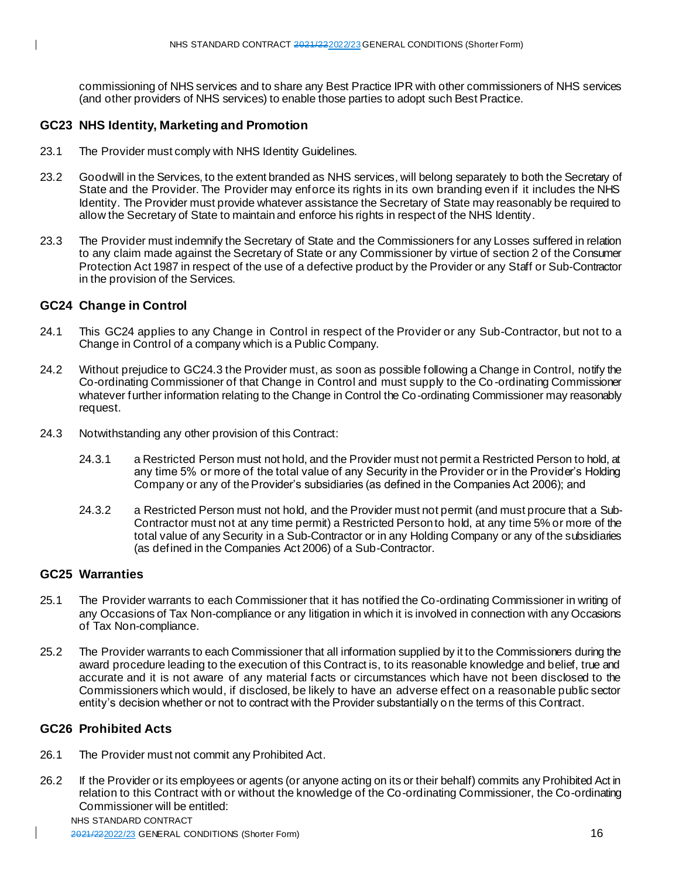commissioning of NHS services and to share any Best Practice IPR with other commissioners of NHS services (and other providers of NHS services) to enable those parties to adopt such Best Practice.

## GC23 NHS Identity, Marketing and Promotion

23.1 The Provider must comply with NHS Identity Guidelines.

23.2 Goodwill in the Services, to the extent branded as NHS services, will belong separately to both the Secretary of State and the Provider. The Provider may enforce its rights in its own branding even if it includes the NHS Identity. The Provider must provide whatever assistance the Secretary of State may reasonably be required to allow the Secretary of State to maintain and enforce his rights in respect of the NHS Identity.

23.3 The Provider must indemnify the Secretary of State and the Commissioners for any Losses suffered in relation to any claim made against the Secretary of State or any Commissioner by virtue of section 2 of the Consumer Protection Act 1987 in respect of the use of a defective product by the Provider or any Staff or Sub-Contractor in the provision of the Services.

## GC24 Change in Control

24.1 This GC24 applies to any Change in Control in respect of the Provider or any Sub-Contractor, but not to a Change in Control of a company which is a Public Company.

24.2 Without prejudice to GC24.3 the Provider must, as soon as possible following a Change in Control, notify the Co-ordinating Commissioner of that Change in Control and must supply to the Co-ordinating Commissioner whatever further information relating to the Change in Control the Co-ordinating Commissioner may reasonably request.

24.3 Notwithstanding any other provision of this Contract:

24.3.1 a Restricted Person must not hold, and the Provider must not permit a Restricted Person to hold, at any time 5% or more of the total value of any Security in the Provider or in the Provider's Holding Company or any of the Provider's subsidiaries (as defined in the Companies Act 2006); and

24.3.2 a Restricted Person must not hold, and the Provider must not permit (and must procure that a Sub-Contractor must not at any time permit) a Restricted Person to hold, at any time 5% or more of the total value of any Security in a Sub-Contractor or in any Holding Company or any of the subsidiaries (as defined in the Companies Act 2006) of a Sub-Contractor.

## GC25 Warranties

25.1 The Provider warrants to each Commissioner that it has notified the Co-ordinating Commissioner in writing of any Occasions of Tax Non-compliance or any litigation in which it is involved in connection with any Occasions of Tax Non-compliance.

25.2 The Provider warrants to each Commissioner that all information supplied by it to the Commissioners during the award procedure leading to the execution of this Contract is, to its reasonable knowledge and belief, true and accurate and it is not aware of any material facts or circumstances which have not been disclosed to the Commissioners which would, if disclosed, be likely to have an adverse effect on a reasonable public sector entity's decision whether or not to contract with the Provider substantially on the terms of this Contract.

## GC26 Prohibited Acts

26.1 The Provider must not commit any Prohibited Act.

26.2 If the Provider or its employees or agents (or anyone acting on its or their behalf) commits any Prohibited Act in relation to this Contract with or without the knowledge of the Co-ordinating Commissioner, the Co-ordinating Commissioner will be entitled: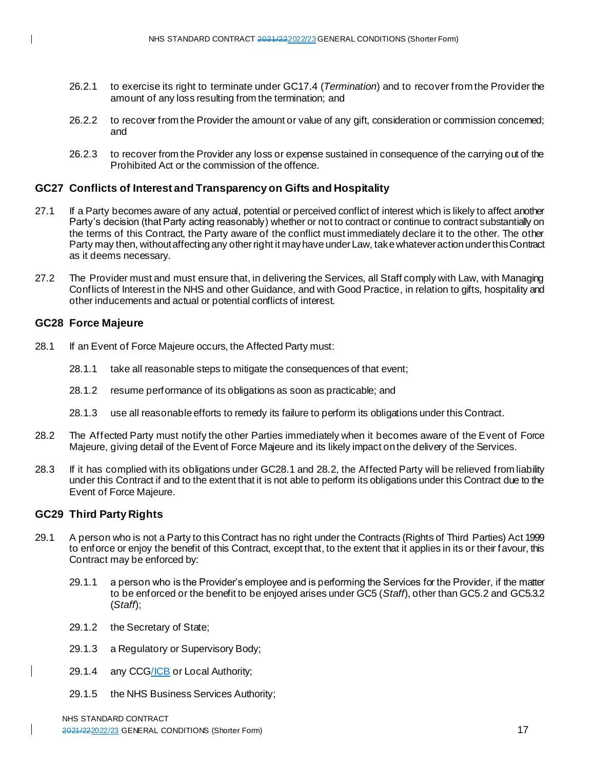26.2.1 to exercise its right to terminate under GC17.4 (*Termination*) and to recover from the Provider the amount of any loss resulting from the termination; and

26.2.2 to recover from the Provider the amount or value of any gift, consideration or commission concerned; and

26.2.3 to recover from the Provider any loss or expense sustained in consequence of the carrying out of the Prohibited Act or the commission of the offence.

## GC27 Conflicts of Interest and Transparency on Gifts and Hospitality

27.1 If a Party becomes aware of any actual, potential or perceived conflict of interest which is likely to affect another Party's decision (that Party acting reasonably) whether or not to contract or continue to contract substantially on the terms of this Contract, the Party aware of the conflict must immediately declare it to the other. The other Party may then, without affecting any other right it may have under Law, take whatever action under this Contract as it deems necessary.

27.2 The Provider must and must ensure that, in delivering the Services, all Staff comply with Law, with Managing Conflicts of Interest in the NHS and other Guidance, and with Good Practice, in relation to gifts, hospitality and other inducements and actual or potential conflicts of interest.

## GC28 Force Majeure

28.1 If an Event of Force Majeure occurs, the Affected Party must:

28.1.1 take all reasonable steps to mitigate the consequences of that event;

28.1.2 resume performance of its obligations as soon as practicable; and

28.1.3 use all reasonable efforts to remedy its failure to perform its obligations under this Contract.

28.2 The Affected Party must notify the other Parties immediately when it becomes aware of the Event of Force Majeure, giving detail of the Event of Force Majeure and its likely impact on the delivery of the Services.

28.3 If it has complied with its obligations under GC28.1 and 28.2, the Affected Party will be relieved from liability under this Contract if and to the extent that it is not able to perform its obligations under this Contract due to the Event of Force Majeure.

## GC29 Third Party Rights

29.1 A person who is not a Party to this Contract has no right under the Contracts (Rights of Third Parties) Act 1999 to enforce or enjoy the benefit of this Contract, except that, to the extent that it applies in its or their favour, this Contract may be enforced by:

29.1.1 a person who is the Provider's employee and is performing the Services for the Provider, if the matter to be enforced or the benefit to be enjoyed arises under GC5 (*Staff*), other than GC5.2 and GC5.3.2 (*Staff*);

29.1.2 the Secretary of State;

29.1.3 a Regulatory or Supervisory Body;

29.1.4 any CCG/ICB or Local Authority;

29.1.5 the NHS Business Services Authority;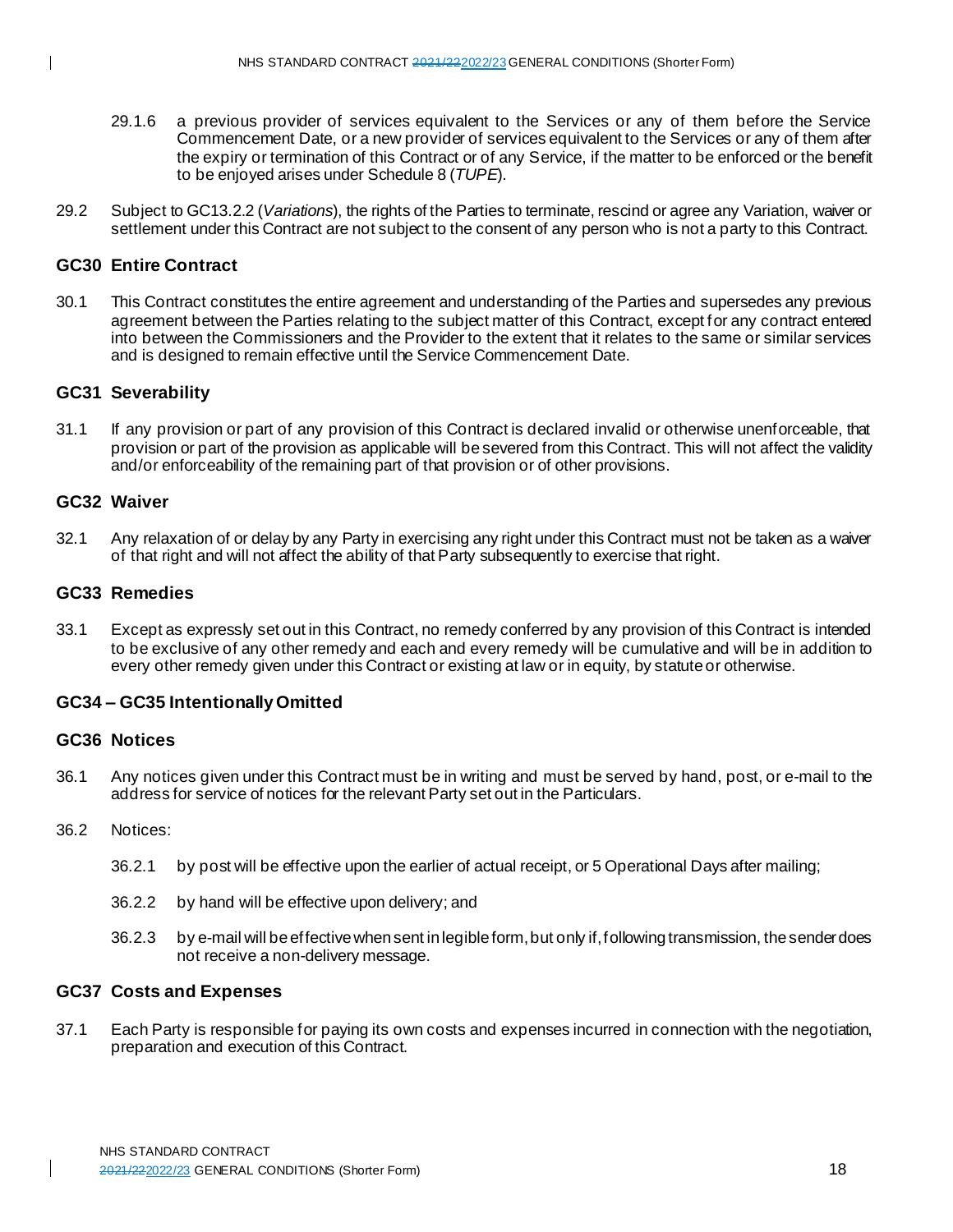29.1.6 a previous provider of services equivalent to the Services or any of them before the Service Commencement Date, or a new provider of services equivalent to the Services or any of them after the expiry or termination of this Contract or of any Service, if the matter to be enforced or the benefit to be enjoyed arises under Schedule 8 (*TUPE*).

29.2 Subject to GC13.2.2 (*Variations*), the rights of the Parties to terminate, rescind or agree any Variation, waiver or settlement under this Contract are not subject to the consent of any person who is not a party to this Contract.

## GC30 Entire Contract

30.1 This Contract constitutes the entire agreement and understanding of the Parties and supersedes any previous agreement between the Parties relating to the subject matter of this Contract, except for any contract entered into between the Commissioners and the Provider to the extent that it relates to the same or similar services and is designed to remain effective until the Service Commencement Date.

## GC31 Severability

31.1 If any provision or part of any provision of this Contract is declared invalid or otherwise unenforceable, that provision or part of the provision as applicable will be severed from this Contract. This will not affect the validity and/or enforceability of the remaining part of that provision or of other provisions.

## GC32 Waiver

32.1 Any relaxation of or delay by any Party in exercising any right under this Contract must not be taken as a waiver of that right and will not affect the ability of that Party subsequently to exercise that right.

## GC33 Remedies

33.1 Except as expressly set out in this Contract, no remedy conferred by any provision of this Contract is intended to be exclusive of any other remedy and each and every remedy will be cumulative and will be in addition to every other remedy given under this Contract or existing at law or in equity, by statute or otherwise.

## GC34 – GC35 Intentionally Omitted

## GC36 Notices

36.1 Any notices given under this Contract must be in writing and must be served by hand, post, or e-mail to the address for service of notices for the relevant Party set out in the Particulars.

36.2 Notices:

36.2.1 by post will be effective upon the earlier of actual receipt, or 5 Operational Days after mailing;

36.2.2 by hand will be effective upon delivery; and

36.2.3 by e-mail will be effective when sent in legible form, but only if, following transmission, the sender does not receive a non-delivery message.

## GC37 Costs and Expenses

37.1 Each Party is responsible for paying its own costs and expenses incurred in connection with the negotiation, preparation and execution of this Contract.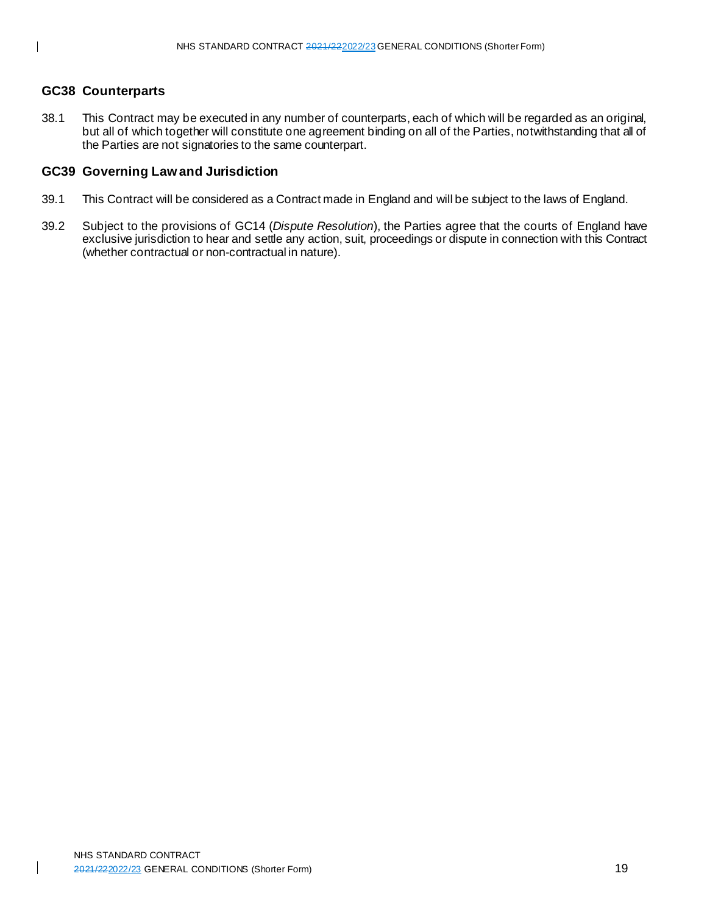## GC38 Counterparts

38.1 This Contract may be executed in any number of counterparts, each of which will be regarded as an original, but all of which together will constitute one agreement binding on all of the Parties, notwithstanding that all of the Parties are not signatories to the same counterpart.

## GC39 Governing Law and Jurisdiction

39.1 This Contract will be considered as a Contract made in England and will be subject to the laws of England.

39.2 Subject to the provisions of GC14 (*Dispute Resolution*), the Parties agree that the courts of England have exclusive jurisdiction to hear and settle any action, suit, proceedings or dispute in connection with this Contract (whether contractual or non-contractual in nature).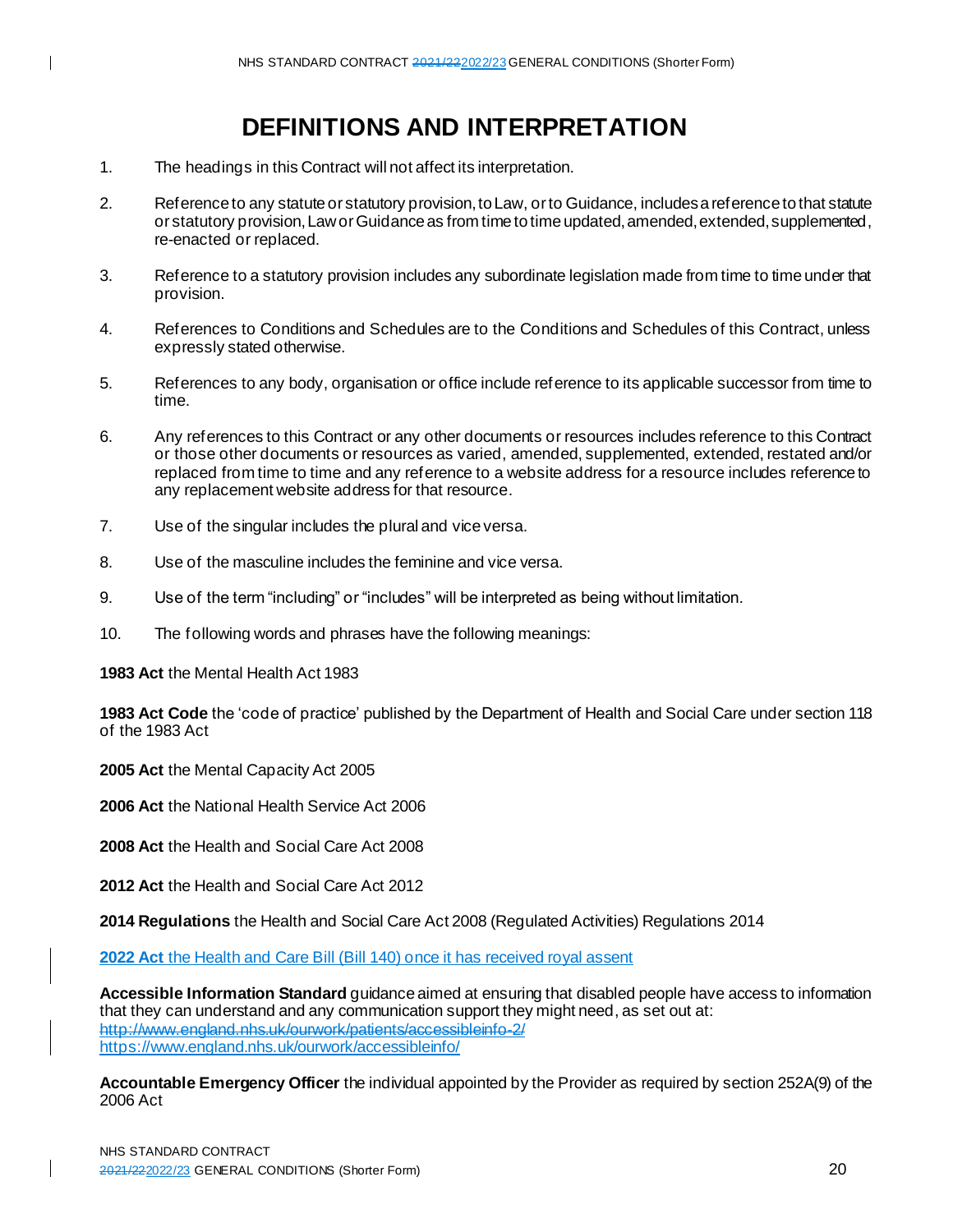// DEFINITIONS AND INTERPRETATION

# DEFINITIONS AND INTERPRETATION

1. The headings in this Contract will not affect its interpretation.

2. Reference to any statute or statutory provision, to Law, or to Guidance, includes a reference to that statute or statutory provision, Law or Guidance as from time to time updated, amended, extended, supplemented, re-enacted or replaced.

3. Reference to a statutory provision includes any subordinate legislation made from time to time under that provision.

4. References to Conditions and Schedules are to the Conditions and Schedules of this Contract, unless expressly stated otherwise.

5. References to any body, organisation or office include reference to its applicable successor from time to time.

6. Any references to this Contract or any other documents or resources includes reference to this Contract or those other documents or resources as varied, amended, supplemented, extended, restated and/or replaced from time to time and any reference to a website address for a resource includes reference to any replacement website address for that resource.

7. Use of the singular includes the plural and vice versa.

8. Use of the masculine includes the feminine and vice versa.

9. Use of the term "including" or "includes" will be interpreted as being without limitation.

10. The following words and phrases have the following meanings:

**1983 Act** the Mental Health Act 1983

**1983 Act Code** the 'code of practice' published by the Department of Health and Social Care under section 118 of the 1983 Act

**2005 Act** the Mental Capacity Act 2005

**2006 Act** the National Health Service Act 2006

**2008 Act** the Health and Social Care Act 2008

**2012 Act** the Health and Social Care Act 2012

**2014 Regulations** the Health and Social Care Act 2008 (Regulated Activities) Regulations 2014

**2022 Act** the Health and Care Bill (Bill 140) once it has received royal assent

**Accessible Information Standard** guidance aimed at ensuring that disabled people have access to information that they can understand and any communication support they might need, as set out at:
~~http://www.england.nhs.uk/ourwork/patients/accessibleinfo-2/~~
https://www.england.nhs.uk/ourwork/accessibleinfo/

**Accountable Emergency Officer** the individual appointed by the Provider as required by section 252A(9) of the 2006 Act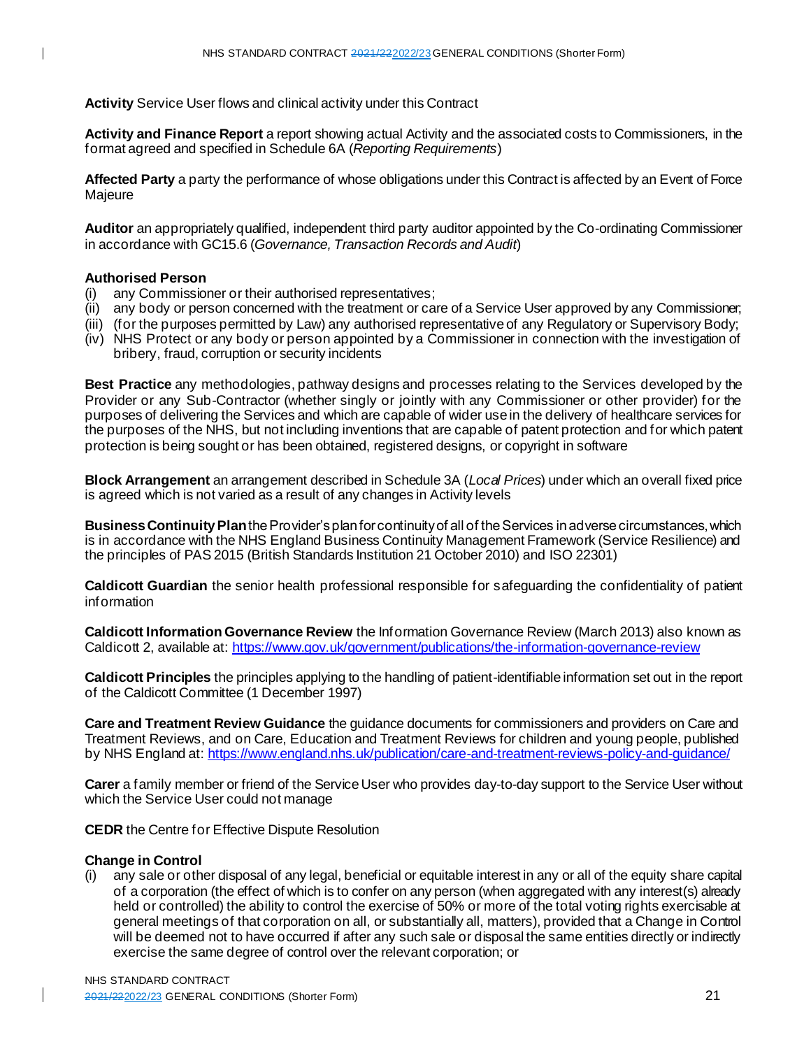**Activity** Service User flows and clinical activity under this Contract

**Activity and Finance Report** a report showing actual Activity and the associated costs to Commissioners, in the format agreed and specified in Schedule 6A (*Reporting Requirements*)

**Affected Party** a party the performance of whose obligations under this Contract is affected by an Event of Force Majeure

**Auditor** an appropriately qualified, independent third party auditor appointed by the Co-ordinating Commissioner in accordance with GC15.6 (*Governance, Transaction Records and Audit*)

**Authorised Person**
(i) any Commissioner or their authorised representatives;
(ii) any body or person concerned with the treatment or care of a Service User approved by any Commissioner;
(iii) (for the purposes permitted by Law) any authorised representative of any Regulatory or Supervisory Body;
(iv) NHS Protect or any body or person appointed by a Commissioner in connection with the investigation of bribery, fraud, corruption or security incidents

**Best Practice** any methodologies, pathway designs and processes relating to the Services developed by the Provider or any Sub-Contractor (whether singly or jointly with any Commissioner or other provider) for the purposes of delivering the Services and which are capable of wider use in the delivery of healthcare services for the purposes of the NHS, but not including inventions that are capable of patent protection and for which patent protection is being sought or has been obtained, registered designs, or copyright in software

**Block Arrangement** an arrangement described in Schedule 3A (*Local Prices*) under which an overall fixed price is agreed which is not varied as a result of any changes in Activity levels

**Business Continuity Plan** the Provider's plan for continuity of all of the Services in adverse circumstances, which is in accordance with the NHS England Business Continuity Management Framework (Service Resilience) and the principles of PAS 2015 (British Standards Institution 21 October 2010) and ISO 22301)

**Caldicott Guardian** the senior health professional responsible for safeguarding the confidentiality of patient information

**Caldicott Information Governance Review** the Information Governance Review (March 2013) also known as Caldicott 2, available at: https://www.gov.uk/government/publications/the-information-governance-review

**Caldicott Principles** the principles applying to the handling of patient-identifiable information set out in the report of the Caldicott Committee (1 December 1997)

**Care and Treatment Review Guidance** the guidance documents for commissioners and providers on Care and Treatment Reviews, and on Care, Education and Treatment Reviews for children and young people, published by NHS England at: https://www.england.nhs.uk/publication/care-and-treatment-reviews-policy-and-guidance/

**Carer** a family member or friend of the Service User who provides day-to-day support to the Service User without which the Service User could not manage

**CEDR** the Centre for Effective Dispute Resolution

**Change in Control**
(i) any sale or other disposal of any legal, beneficial or equitable interest in any or all of the equity share capital of a corporation (the effect of which is to confer on any person (when aggregated with any interest(s) already held or controlled) the ability to control the exercise of 50% or more of the total voting rights exercisable at general meetings of that corporation on all, or substantially all, matters), provided that a Change in Control will be deemed not to have occurred if after any such sale or disposal the same entities directly or indirectly exercise the same degree of control over the relevant corporation; or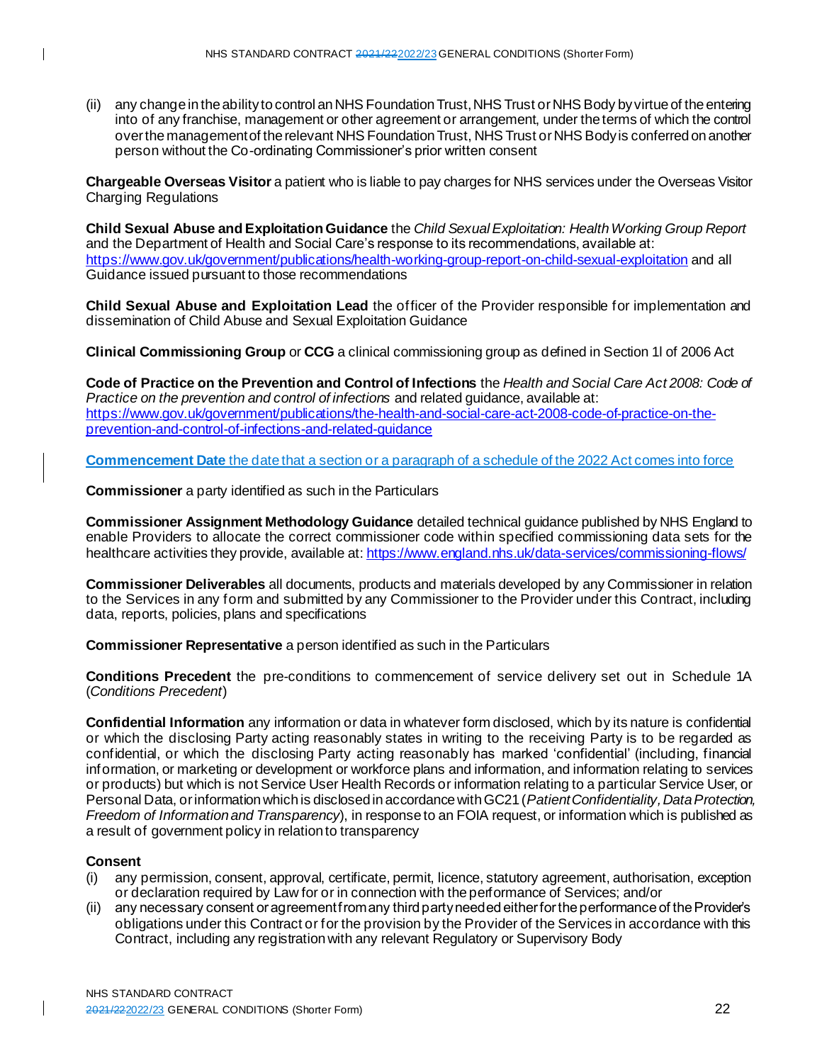(ii) any change in the ability to control an NHS Foundation Trust, NHS Trust or NHS Body by virtue of the entering into of any franchise, management or other agreement or arrangement, under the terms of which the control over the management of the relevant NHS Foundation Trust, NHS Trust or NHS Body is conferred on another person without the Co-ordinating Commissioner's prior written consent

**Chargeable Overseas Visitor** a patient who is liable to pay charges for NHS services under the Overseas Visitor Charging Regulations

**Child Sexual Abuse and Exploitation Guidance** the *Child Sexual Exploitation: Health Working Group Report* and the Department of Health and Social Care's response to its recommendations, available at: https://www.gov.uk/government/publications/health-working-group-report-on-child-sexual-exploitation and all Guidance issued pursuant to those recommendations

**Child Sexual Abuse and Exploitation Lead** the officer of the Provider responsible for implementation and dissemination of Child Abuse and Sexual Exploitation Guidance

**Clinical Commissioning Group** or **CCG** a clinical commissioning group as defined in Section 1I of 2006 Act

**Code of Practice on the Prevention and Control of Infections** the *Health and Social Care Act 2008: Code of Practice on the prevention and control of infections* and related guidance, available at: https://www.gov.uk/government/publications/the-health-and-social-care-act-2008-code-of-practice-on-the-prevention-and-control-of-infections-and-related-guidance

**Commencement Date** the date that a section or a paragraph of a schedule of the 2022 Act comes into force

**Commissioner** a party identified as such in the Particulars

**Commissioner Assignment Methodology Guidance** detailed technical guidance published by NHS England to enable Providers to allocate the correct commissioner code within specified commissioning data sets for the healthcare activities they provide, available at: https://www.england.nhs.uk/data-services/commissioning-flows/

**Commissioner Deliverables** all documents, products and materials developed by any Commissioner in relation to the Services in any form and submitted by any Commissioner to the Provider under this Contract, including data, reports, policies, plans and specifications

**Commissioner Representative** a person identified as such in the Particulars

**Conditions Precedent** the pre-conditions to commencement of service delivery set out in Schedule 1A (*Conditions Precedent*)

**Confidential Information** any information or data in whatever form disclosed, which by its nature is confidential or which the disclosing Party acting reasonably states in writing to the receiving Party is to be regarded as confidential, or which the disclosing Party acting reasonably has marked 'confidential' (including, financial information, or marketing or development or workforce plans and information, and information relating to services or products) but which is not Service User Health Records or information relating to a particular Service User, or Personal Data, or information which is disclosed in accordance with GC21 (*Patient Confidentiality, Data Protection, Freedom of Information and Transparency*), in response to an FOIA request, or information which is published as a result of government policy in relation to transparency

**Consent**

(i) any permission, consent, approval, certificate, permit, licence, statutory agreement, authorisation, exception or declaration required by Law for or in connection with the performance of Services; and/or
(ii) any necessary consent or agreement from any third party needed either for the performance of the Provider's obligations under this Contract or for the provision by the Provider of the Services in accordance with this Contract, including any registration with any relevant Regulatory or Supervisory Body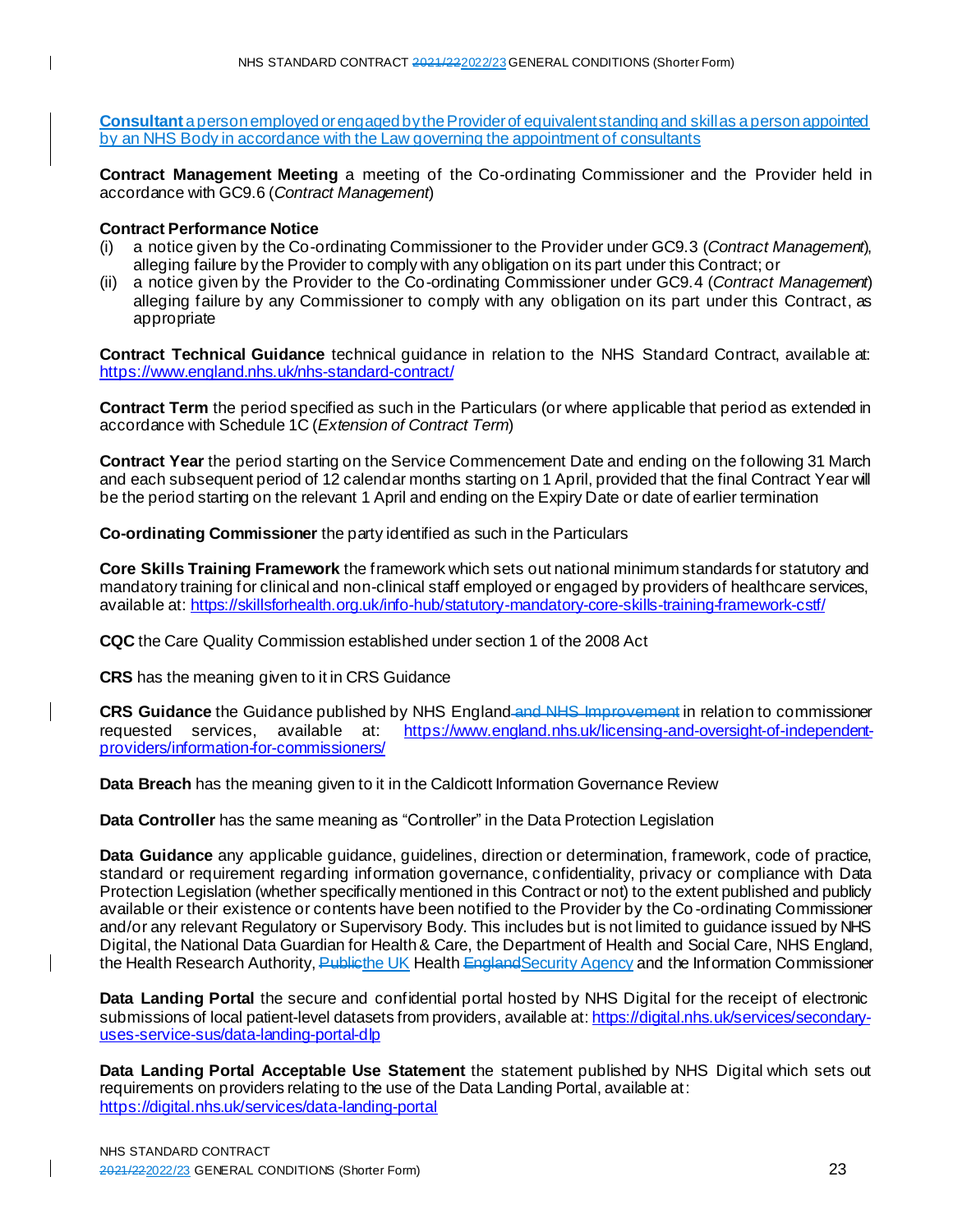**Consultant** a person employed or engaged by the Provider of equivalent standing and skill as a person appointed by an NHS Body in accordance with the Law governing the appointment of consultants

**Contract Management Meeting** a meeting of the Co-ordinating Commissioner and the Provider held in accordance with GC9.6 (*Contract Management*)

**Contract Performance Notice**

(i) a notice given by the Co-ordinating Commissioner to the Provider under GC9.3 (*Contract Management*), alleging failure by the Provider to comply with any obligation on its part under this Contract; or

(ii) a notice given by the Provider to the Co-ordinating Commissioner under GC9.4 (*Contract Management*) alleging failure by any Commissioner to comply with any obligation on its part under this Contract, as appropriate

**Contract Technical Guidance** technical guidance in relation to the NHS Standard Contract, available at: https://www.england.nhs.uk/nhs-standard-contract/

**Contract Term** the period specified as such in the Particulars (or where applicable that period as extended in accordance with Schedule 1C (*Extension of Contract Term*)

**Contract Year** the period starting on the Service Commencement Date and ending on the following 31 March and each subsequent period of 12 calendar months starting on 1 April, provided that the final Contract Year will be the period starting on the relevant 1 April and ending on the Expiry Date or date of earlier termination

**Co-ordinating Commissioner** the party identified as such in the Particulars

**Core Skills Training Framework** the framework which sets out national minimum standards for statutory and mandatory training for clinical and non-clinical staff employed or engaged by providers of healthcare services, available at: https://skillsforhealth.org.uk/info-hub/statutory-mandatory-core-skills-training-framework-cstf/

**CQC** the Care Quality Commission established under section 1 of the 2008 Act

**CRS** has the meaning given to it in CRS Guidance

**CRS Guidance** the Guidance published by NHS England ~~and NHS Improvement~~ in relation to commissioner requested services, available at: https://www.england.nhs.uk/licensing-and-oversight-of-independent-providers/information-for-commissioners/

**Data Breach** has the meaning given to it in the Caldicott Information Governance Review

**Data Controller** has the same meaning as "Controller" in the Data Protection Legislation

**Data Guidance** any applicable guidance, guidelines, direction or determination, framework, code of practice, standard or requirement regarding information governance, confidentiality, privacy or compliance with Data Protection Legislation (whether specifically mentioned in this Contract or not) to the extent published and publicly available or their existence or contents have been notified to the Provider by the Co-ordinating Commissioner and/or any relevant Regulatory or Supervisory Body. This includes but is not limited to guidance issued by NHS Digital, the National Data Guardian for Health & Care, the Department of Health and Social Care, NHS England, the Health Research Authority, ~~Public~~the UK Health ~~England~~Security Agency and the Information Commissioner

**Data Landing Portal** the secure and confidential portal hosted by NHS Digital for the receipt of electronic submissions of local patient-level datasets from providers, available at: https://digital.nhs.uk/services/secondary-uses-service-sus/data-landing-portal-dlp

**Data Landing Portal Acceptable Use Statement** the statement published by NHS Digital which sets out requirements on providers relating to the use of the Data Landing Portal, available at: https://digital.nhs.uk/services/data-landing-portal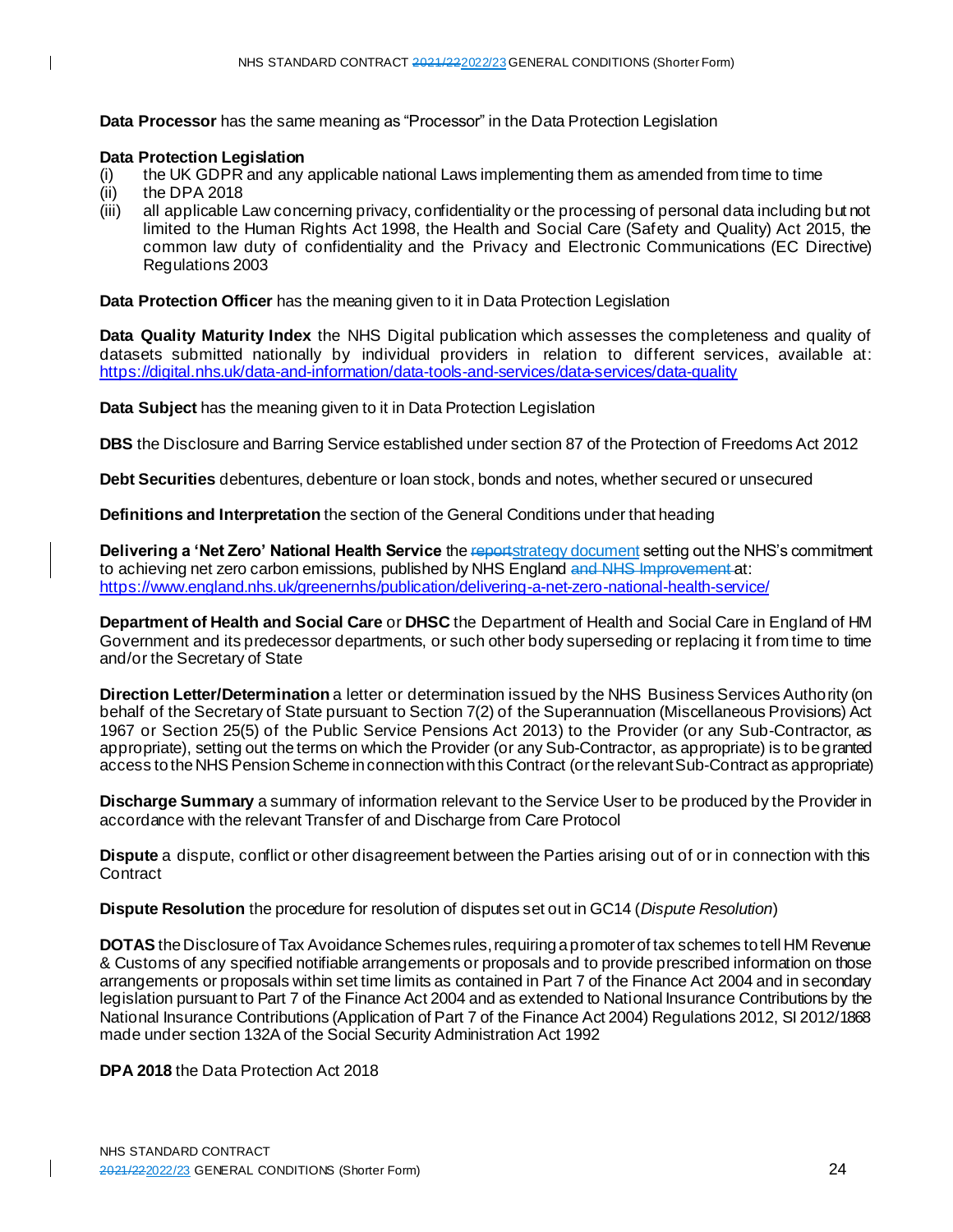**Data Processor** has the same meaning as "Processor" in the Data Protection Legislation

**Data Protection Legislation**
- (i) the UK GDPR and any applicable national Laws implementing them as amended from time to time
- (ii) the DPA 2018
- (iii) all applicable Law concerning privacy, confidentiality or the processing of personal data including but not limited to the Human Rights Act 1998, the Health and Social Care (Safety and Quality) Act 2015, the common law duty of confidentiality and the Privacy and Electronic Communications (EC Directive) Regulations 2003

**Data Protection Officer** has the meaning given to it in Data Protection Legislation

**Data Quality Maturity Index** the NHS Digital publication which assesses the completeness and quality of datasets submitted nationally by individual providers in relation to different services, available at: https://digital.nhs.uk/data-and-information/data-tools-and-services/data-services/data-quality

**Data Subject** has the meaning given to it in Data Protection Legislation

**DBS** the Disclosure and Barring Service established under section 87 of the Protection of Freedoms Act 2012

**Debt Securities** debentures, debenture or loan stock, bonds and notes, whether secured or unsecured

**Definitions and Interpretation** the section of the General Conditions under that heading

**Delivering a 'Net Zero' National Health Service** the ~~report~~strategy document setting out the NHS's commitment to achieving net zero carbon emissions, published by NHS England ~~and NHS Improvement~~ at: https://www.england.nhs.uk/greenernhs/publication/delivering-a-net-zero-national-health-service/

**Department of Health and Social Care** or **DHSC** the Department of Health and Social Care in England of HM Government and its predecessor departments, or such other body superseding or replacing it from time to time and/or the Secretary of State

**Direction Letter/Determination** a letter or determination issued by the NHS Business Services Authority (on behalf of the Secretary of State pursuant to Section 7(2) of the Superannuation (Miscellaneous Provisions) Act 1967 or Section 25(5) of the Public Service Pensions Act 2013) to the Provider (or any Sub-Contractor, as appropriate), setting out the terms on which the Provider (or any Sub-Contractor, as appropriate) is to be granted access to the NHS Pension Scheme in connection with this Contract (or the relevant Sub-Contract as appropriate)

**Discharge Summary** a summary of information relevant to the Service User to be produced by the Provider in accordance with the relevant Transfer of and Discharge from Care Protocol

**Dispute** a dispute, conflict or other disagreement between the Parties arising out of or in connection with this Contract

**Dispute Resolution** the procedure for resolution of disputes set out in GC14 (*Dispute Resolution*)

**DOTAS** the Disclosure of Tax Avoidance Schemes rules, requiring a promoter of tax schemes to tell HM Revenue & Customs of any specified notifiable arrangements or proposals and to provide prescribed information on those arrangements or proposals within set time limits as contained in Part 7 of the Finance Act 2004 and in secondary legislation pursuant to Part 7 of the Finance Act 2004 and as extended to National Insurance Contributions by the National Insurance Contributions (Application of Part 7 of the Finance Act 2004) Regulations 2012, SI 2012/1868 made under section 132A of the Social Security Administration Act 1992

**DPA 2018** the Data Protection Act 2018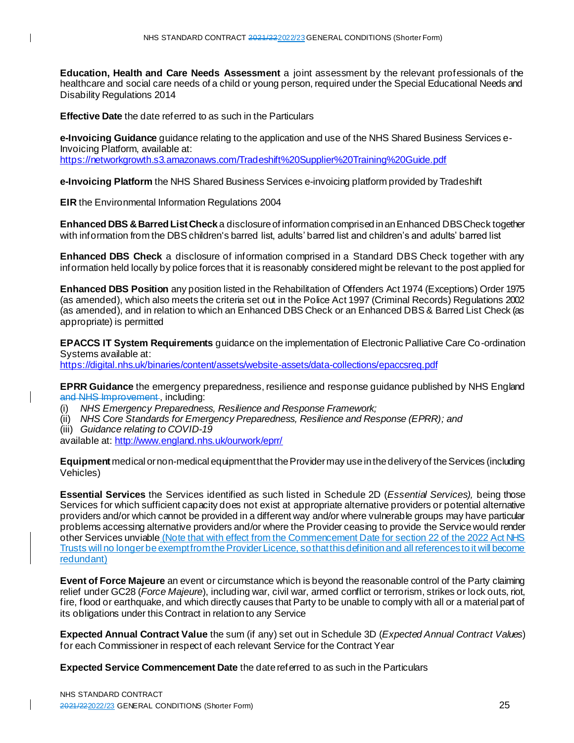**Education, Health and Care Needs Assessment** a joint assessment by the relevant professionals of the healthcare and social care needs of a child or young person, required under the Special Educational Needs and Disability Regulations 2014

**Effective Date** the date referred to as such in the Particulars

**e-Invoicing Guidance** guidance relating to the application and use of the NHS Shared Business Services e-Invoicing Platform, available at: https://networkgrowth.s3.amazonaws.com/Tradeshift%20Supplier%20Training%20Guide.pdf

**e-Invoicing Platform** the NHS Shared Business Services e-invoicing platform provided by Tradeshift

**EIR** the Environmental Information Regulations 2004

**Enhanced DBS & Barred List Check** a disclosure of information comprised in an Enhanced DBS Check together with information from the DBS children's barred list, adults' barred list and children's and adults' barred list

**Enhanced DBS Check** a disclosure of information comprised in a Standard DBS Check together with any information held locally by police forces that it is reasonably considered might be relevant to the post applied for

**Enhanced DBS Position** any position listed in the Rehabilitation of Offenders Act 1974 (Exceptions) Order 1975 (as amended), which also meets the criteria set out in the Police Act 1997 (Criminal Records) Regulations 2002 (as amended), and in relation to which an Enhanced DBS Check or an Enhanced DBS & Barred List Check (as appropriate) is permitted

**EPACCS IT System Requirements** guidance on the implementation of Electronic Palliative Care Co-ordination Systems available at: https://digital.nhs.uk/binaries/content/assets/website-assets/data-collections/epaccsreq.pdf

**EPRR Guidance** the emergency preparedness, resilience and response guidance published by NHS England ~~and NHS Improvement~~, including:

(i) *NHS Emergency Preparedness, Resilience and Response Framework;*
(ii) *NHS Core Standards for Emergency Preparedness, Resilience and Response (EPRR); and*
(iii) *Guidance relating to COVID-19*

available at: http://www.england.nhs.uk/ourwork/eprr/

**Equipment** medical or non-medical equipment that the Provider may use in the delivery of the Services (including Vehicles)

**Essential Services** the Services identified as such listed in Schedule 2D (*Essential Services),* being those Services for which sufficient capacity does not exist at appropriate alternative providers or potential alternative providers and/or which cannot be provided in a different way and/or where vulnerable groups may have particular problems accessing alternative providers and/or where the Provider ceasing to provide the Service would render other Services unviable (Note that with effect from the Commencement Date for section 22 of the 2022 Act NHS Trusts will no longer be exempt from the Provider Licence, so that this definition and all references to it will become redundant)

**Event of Force Majeure** an event or circumstance which is beyond the reasonable control of the Party claiming relief under GC28 (*Force Majeure*), including war, civil war, armed conflict or terrorism, strikes or lock outs, riot, fire, flood or earthquake, and which directly causes that Party to be unable to comply with all or a material part of its obligations under this Contract in relation to any Service

**Expected Annual Contract Value** the sum (if any) set out in Schedule 3D (*Expected Annual Contract Values*) for each Commissioner in respect of each relevant Service for the Contract Year

**Expected Service Commencement Date** the date referred to as such in the Particulars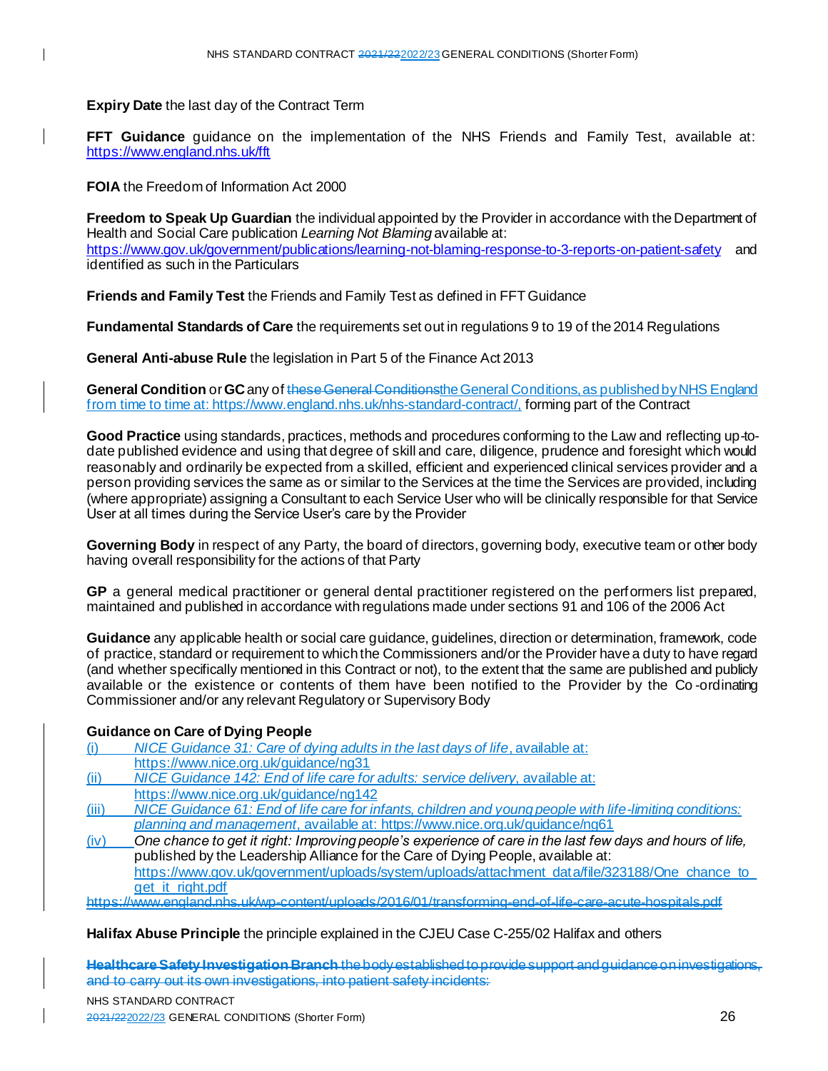**Expiry Date** the last day of the Contract Term

**FFT Guidance** guidance on the implementation of the NHS Friends and Family Test, available at: https://www.england.nhs.uk/fft

**FOIA** the Freedom of Information Act 2000

**Freedom to Speak Up Guardian** the individual appointed by the Provider in accordance with the Department of Health and Social Care publication *Learning Not Blaming* available at: https://www.gov.uk/government/publications/learning-not-blaming-response-to-3-reports-on-patient-safety and identified as such in the Particulars

**Friends and Family Test** the Friends and Family Test as defined in FFT Guidance

**Fundamental Standards of Care** the requirements set out in regulations 9 to 19 of the 2014 Regulations

**General Anti-abuse Rule** the legislation in Part 5 of the Finance Act 2013

**General Condition** or **GC** any of ~~these General Conditions~~the General Conditions, as published by NHS England from time to time at: https://www.england.nhs.uk/nhs-standard-contract/, forming part of the Contract

**Good Practice** using standards, practices, methods and procedures conforming to the Law and reflecting up-to-date published evidence and using that degree of skill and care, diligence, prudence and foresight which would reasonably and ordinarily be expected from a skilled, efficient and experienced clinical services provider and a person providing services the same as or similar to the Services at the time the Services are provided, including (where appropriate) assigning a Consultant to each Service User who will be clinically responsible for that Service User at all times during the Service User's care by the Provider

**Governing Body** in respect of any Party, the board of directors, governing body, executive team or other body having overall responsibility for the actions of that Party

**GP** a general medical practitioner or general dental practitioner registered on the performers list prepared, maintained and published in accordance with regulations made under sections 91 and 106 of the 2006 Act

**Guidance** any applicable health or social care guidance, guidelines, direction or determination, framework, code of practice, standard or requirement to which the Commissioners and/or the Provider have a duty to have regard (and whether specifically mentioned in this Contract or not), to the extent that the same are published and publicly available or the existence or contents of them have been notified to the Provider by the Co-ordinating Commissioner and/or any relevant Regulatory or Supervisory Body

**Guidance on Care of Dying People**

(i) *NICE Guidance 31: Care of dying adults in the last days of life*, available at: https://www.nice.org.uk/guidance/ng31

(ii) *NICE Guidance 142: End of life care for adults: service delivery*, available at: https://www.nice.org.uk/guidance/ng142

(iii) *NICE Guidance 61: End of life care for infants, children and young people with life-limiting conditions: planning and management*, available at: https://www.nice.org.uk/guidance/ng61

(iv) *One chance to get it right: Improving people's experience of care in the last few days and hours of life,* published by the Leadership Alliance for the Care of Dying People, available at: https://www.gov.uk/government/uploads/system/uploads/attachment_data/file/323188/One_chance_to_get_it_right.pdf

~~https://www.england.nhs.uk/wp-content/uploads/2016/01/transforming-end-of-life-care-acute-hospitals.pdf~~

**Halifax Abuse Principle** the principle explained in the CJEU Case C-255/02 Halifax and others

~~**Healthcare Safety Investigation Branch** the body established to provide support and guidance on investigations, and to carry out its own investigations, into patient safety incidents:~~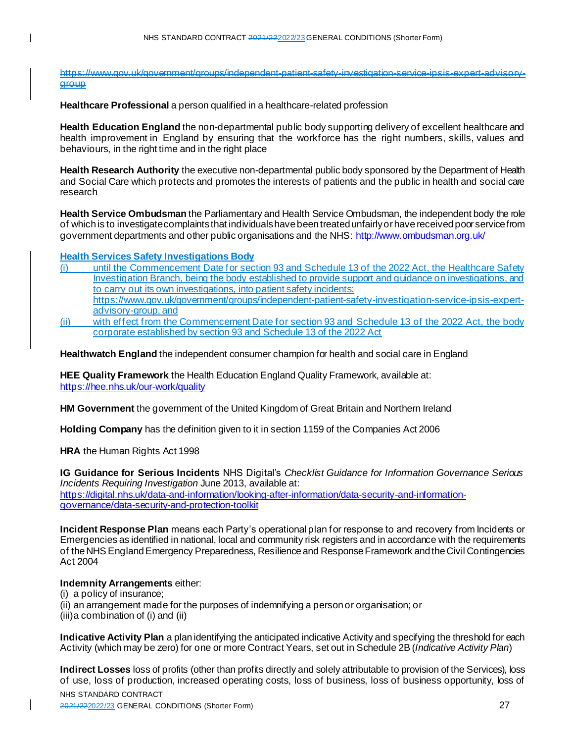~~https://www.gov.uk/government/groups/independent-patient-safety-investigation-service-ipsis-expert-advisory-group~~

**Healthcare Professional** a person qualified in a healthcare-related profession

**Health Education England** the non-departmental public body supporting delivery of excellent healthcare and health improvement in England by ensuring that the workforce has the right numbers, skills, values and behaviours, in the right time and in the right place

**Health Research Authority** the executive non-departmental public body sponsored by the Department of Health and Social Care which protects and promotes the interests of patients and the public in health and social care research

**Health Service Ombudsman** the Parliamentary and Health Service Ombudsman, the independent body the role of which is to investigate complaints that individuals have been treated unfairly or have received poor service from government departments and other public organisations and the NHS: http://www.ombudsman.org.uk/

**Health Services Safety Investigations Body**

(i) until the Commencement Date for section 93 and Schedule 13 of the 2022 Act, the Healthcare Safety Investigation Branch, being the body established to provide support and guidance on investigations, and to carry out its own investigations, into patient safety incidents: https://www.gov.uk/government/groups/independent-patient-safety-investigation-service-ipsis-expert-advisory-group, and

(ii) with effect from the Commencement Date for section 93 and Schedule 13 of the 2022 Act, the body corporate established by section 93 and Schedule 13 of the 2022 Act

**Healthwatch England** the independent consumer champion for health and social care in England

**HEE Quality Framework** the Health Education England Quality Framework, available at: https://hee.nhs.uk/our-work/quality

**HM Government** the government of the United Kingdom of Great Britain and Northern Ireland

**Holding Company** has the definition given to it in section 1159 of the Companies Act 2006

**HRA** the Human Rights Act 1998

**IG Guidance for Serious Incidents** NHS Digital's *Checklist Guidance for Information Governance Serious Incidents Requiring Investigation* June 2013, available at: https://digital.nhs.uk/data-and-information/looking-after-information/data-security-and-information-governance/data-security-and-protection-toolkit

**Incident Response Plan** means each Party's operational plan for response to and recovery from Incidents or Emergencies as identified in national, local and community risk registers and in accordance with the requirements of the NHS England Emergency Preparedness, Resilience and Response Framework and the Civil Contingencies Act 2004

**Indemnity Arrangements** either:
(i) a policy of insurance;
(ii) an arrangement made for the purposes of indemnifying a person or organisation; or
(iii) a combination of (i) and (ii)

**Indicative Activity Plan** a plan identifying the anticipated indicative Activity and specifying the threshold for each Activity (which may be zero) for one or more Contract Years, set out in Schedule 2B (*Indicative Activity Plan*)

**Indirect Losses** loss of profits (other than profits directly and solely attributable to provision of the Services), loss of use, loss of production, increased operating costs, loss of business, loss of business opportunity, loss of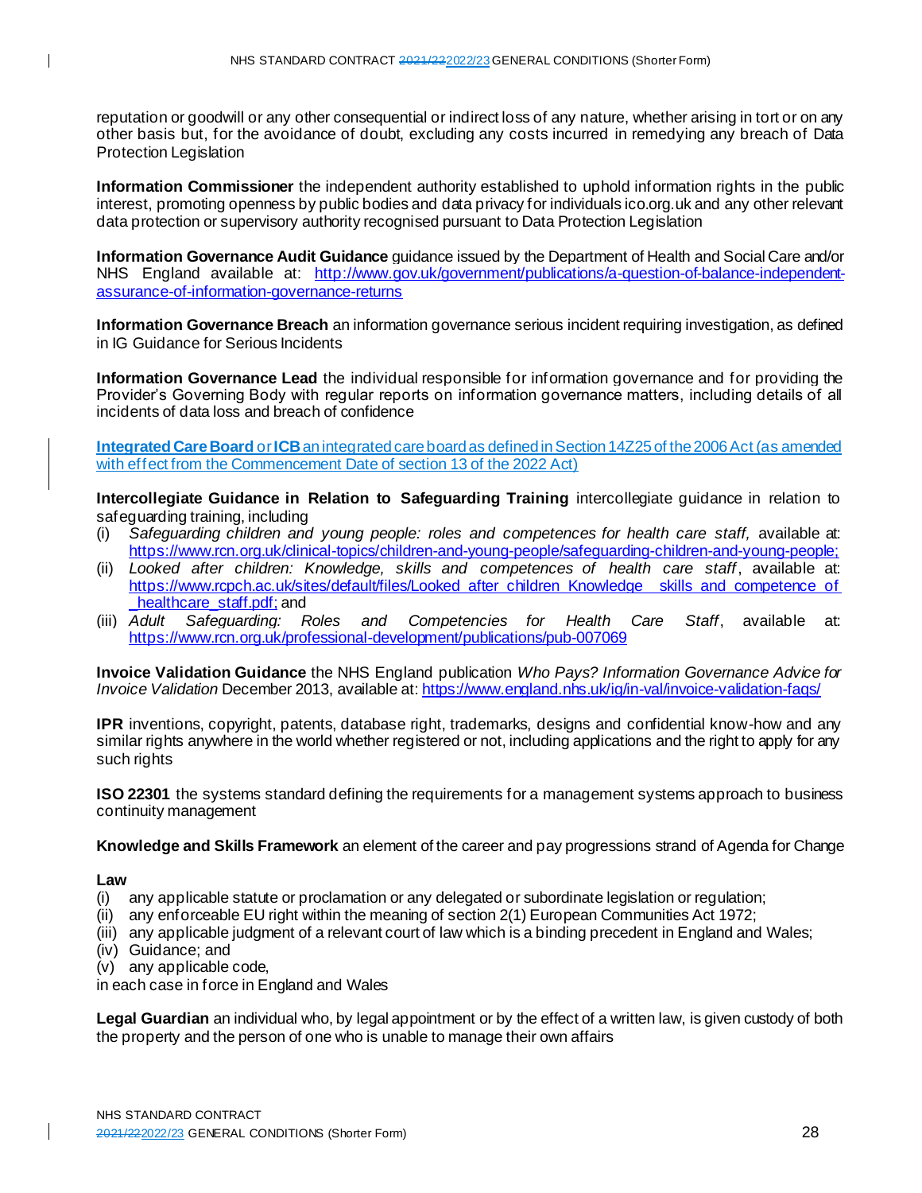reputation or goodwill or any other consequential or indirect loss of any nature, whether arising in tort or on any other basis but, for the avoidance of doubt, excluding any costs incurred in remedying any breach of Data Protection Legislation

**Information Commissioner** the independent authority established to uphold information rights in the public interest, promoting openness by public bodies and data privacy for individuals ico.org.uk and any other relevant data protection or supervisory authority recognised pursuant to Data Protection Legislation

**Information Governance Audit Guidance** guidance issued by the Department of Health and Social Care and/or NHS England available at: http://www.gov.uk/government/publications/a-question-of-balance-independent-assurance-of-information-governance-returns

**Information Governance Breach** an information governance serious incident requiring investigation, as defined in IG Guidance for Serious Incidents

**Information Governance Lead** the individual responsible for information governance and for providing the Provider's Governing Body with regular reports on information governance matters, including details of all incidents of data loss and breach of confidence

**Integrated Care Board** or **ICB** an integrated care board as defined in Section 14Z25 of the 2006 Act (as amended with effect from the Commencement Date of section 13 of the 2022 Act)

**Intercollegiate Guidance in Relation to Safeguarding Training** intercollegiate guidance in relation to safeguarding training, including

(i) *Safeguarding children and young people: roles and competences for health care staff,* available at: https://www.rcn.org.uk/clinical-topics/children-and-young-people/safeguarding-children-and-young-people;
(ii) *Looked after children: Knowledge, skills and competences of health care staff*, available at: https://www.rcpch.ac.uk/sites/default/files/Looked_after_children_Knowledge__skills_and_competence_of_healthcare_staff.pdf; and
(iii) *Adult Safeguarding: Roles and Competencies for Health Care Staff*, available at: https://www.rcn.org.uk/professional-development/publications/pub-007069

**Invoice Validation Guidance** the NHS England publication *Who Pays? Information Governance Advice for Invoice Validation* December 2013, available at: https://www.england.nhs.uk/ig/in-val/invoice-validation-faqs/

**IPR** inventions, copyright, patents, database right, trademarks, designs and confidential know-how and any similar rights anywhere in the world whether registered or not, including applications and the right to apply for any such rights

**ISO 22301** the systems standard defining the requirements for a management systems approach to business continuity management

**Knowledge and Skills Framework** an element of the career and pay progressions strand of Agenda for Change

**Law**

(i) any applicable statute or proclamation or any delegated or subordinate legislation or regulation;
(ii) any enforceable EU right within the meaning of section 2(1) European Communities Act 1972;
(iii) any applicable judgment of a relevant court of law which is a binding precedent in England and Wales;
(iv) Guidance; and
(v) any applicable code,

in each case in force in England and Wales

**Legal Guardian** an individual who, by legal appointment or by the effect of a written law, is given custody of both the property and the person of one who is unable to manage their own affairs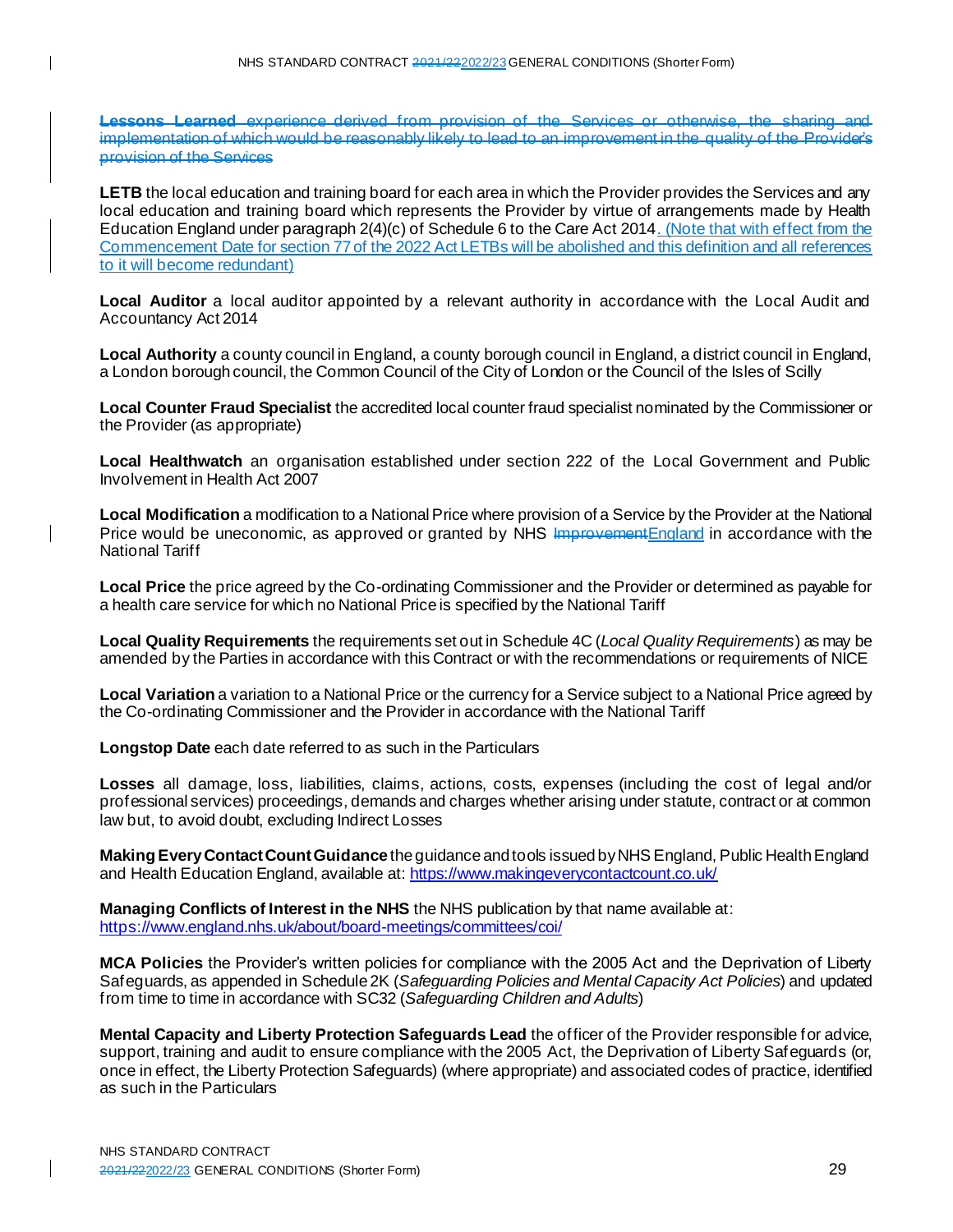~~**Lessons Learned** experience derived from provision of the Services or otherwise, the sharing and implementation of which would be reasonably likely to lead to an improvement in the quality of the Provider's provision of the Services~~

**LETB** the local education and training board for each area in which the Provider provides the Services and any local education and training board which represents the Provider by virtue of arrangements made by Health Education England under paragraph 2(4)(c) of Schedule 6 to the Care Act 2014. (Note that with effect from the Commencement Date for section 77 of the 2022 Act LETBs will be abolished and this definition and all references to it will become redundant)

**Local Auditor** a local auditor appointed by a relevant authority in accordance with the Local Audit and Accountancy Act 2014

**Local Authority** a county council in England, a county borough council in England, a district council in England, a London borough council, the Common Council of the City of London or the Council of the Isles of Scilly

**Local Counter Fraud Specialist** the accredited local counter fraud specialist nominated by the Commissioner or the Provider (as appropriate)

**Local Healthwatch** an organisation established under section 222 of the Local Government and Public Involvement in Health Act 2007

**Local Modification** a modification to a National Price where provision of a Service by the Provider at the National Price would be uneconomic, as approved or granted by NHS ~~Improvement~~England in accordance with the National Tariff

**Local Price** the price agreed by the Co-ordinating Commissioner and the Provider or determined as payable for a health care service for which no National Price is specified by the National Tariff

**Local Quality Requirements** the requirements set out in Schedule 4C (*Local Quality Requirements*) as may be amended by the Parties in accordance with this Contract or with the recommendations or requirements of NICE

**Local Variation** a variation to a National Price or the currency for a Service subject to a National Price agreed by the Co-ordinating Commissioner and the Provider in accordance with the National Tariff

**Longstop Date** each date referred to as such in the Particulars

**Losses** all damage, loss, liabilities, claims, actions, costs, expenses (including the cost of legal and/or professional services) proceedings, demands and charges whether arising under statute, contract or at common law but, to avoid doubt, excluding Indirect Losses

**Making Every Contact Count Guidance** the guidance and tools issued by NHS England, Public Health England and Health Education England, available at: https://www.makingeverycontactcount.co.uk/

**Managing Conflicts of Interest in the NHS** the NHS publication by that name available at: https://www.england.nhs.uk/about/board-meetings/committees/coi/

**MCA Policies** the Provider's written policies for compliance with the 2005 Act and the Deprivation of Liberty Safeguards, as appended in Schedule 2K (*Safeguarding Policies and Mental Capacity Act Policies*) and updated from time to time in accordance with SC32 (*Safeguarding Children and Adults*)

**Mental Capacity and Liberty Protection Safeguards Lead** the officer of the Provider responsible for advice, support, training and audit to ensure compliance with the 2005 Act, the Deprivation of Liberty Safeguards (or, once in effect, the Liberty Protection Safeguards) (where appropriate) and associated codes of practice, identified as such in the Particulars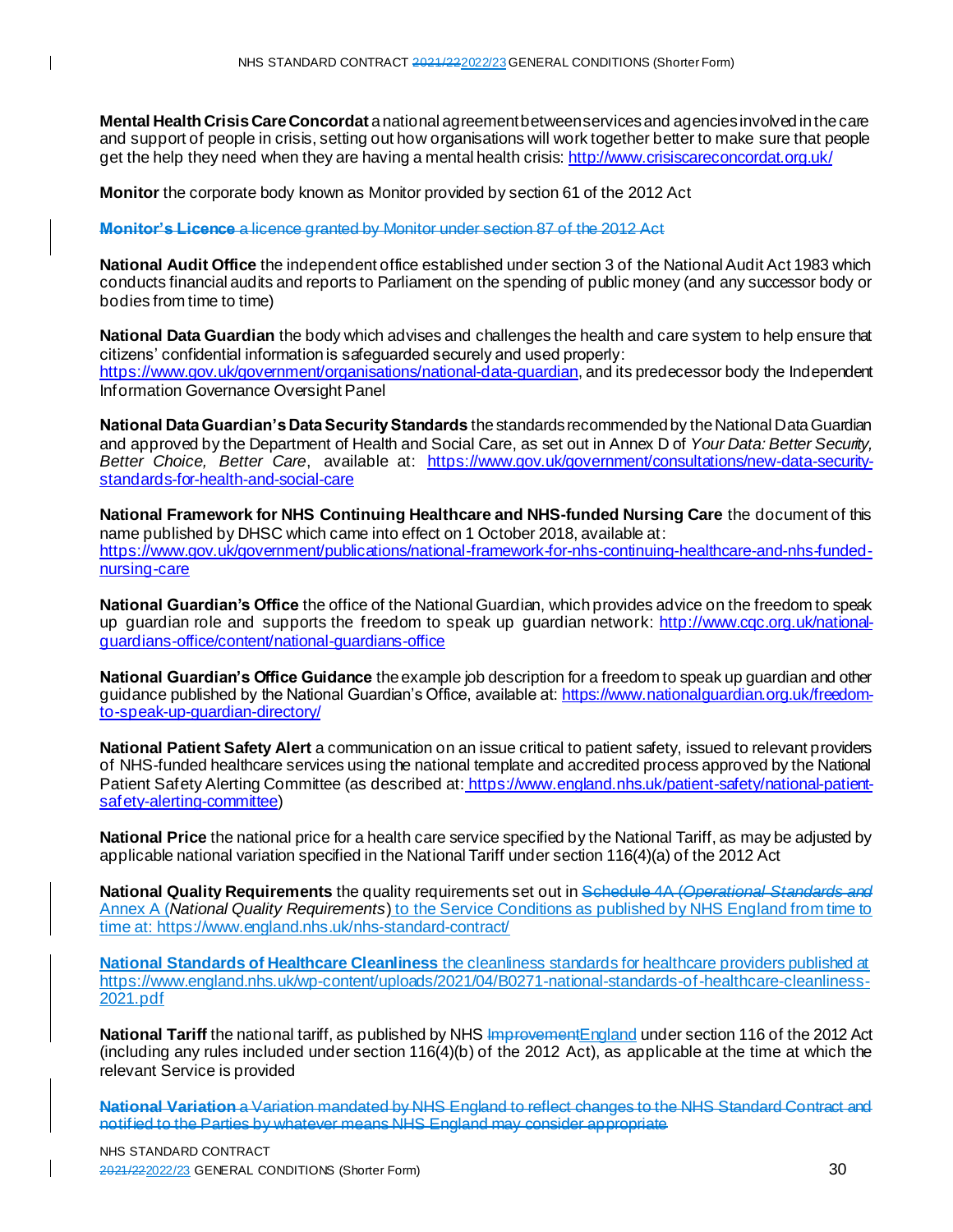**Mental Health Crisis Care Concordat** a national agreement between services and agencies involved in the care and support of people in crisis, setting out how organisations will work together better to make sure that people get the help they need when they are having a mental health crisis: http://www.crisiscareconcordat.org.uk/

**Monitor** the corporate body known as Monitor provided by section 61 of the 2012 Act

~~**Monitor's Licence** a licence granted by Monitor under section 87 of the 2012 Act~~

**National Audit Office** the independent office established under section 3 of the National Audit Act 1983 which conducts financial audits and reports to Parliament on the spending of public money (and any successor body or bodies from time to time)

**National Data Guardian** the body which advises and challenges the health and care system to help ensure that citizens' confidential information is safeguarded securely and used properly: https://www.gov.uk/government/organisations/national-data-guardian, and its predecessor body the Independent Information Governance Oversight Panel

**National Data Guardian's Data Security Standards** the standards recommended by the National Data Guardian and approved by the Department of Health and Social Care, as set out in Annex D of *Your Data: Better Security, Better Choice, Better Care*, available at: https://www.gov.uk/government/consultations/new-data-security-standards-for-health-and-social-care

**National Framework for NHS Continuing Healthcare and NHS-funded Nursing Care** the document of this name published by DHSC which came into effect on 1 October 2018, available at: https://www.gov.uk/government/publications/national-framework-for-nhs-continuing-healthcare-and-nhs-funded-nursing-care

**National Guardian's Office** the office of the National Guardian, which provides advice on the freedom to speak up guardian role and supports the freedom to speak up guardian network: http://www.cqc.org.uk/national-guardians-office/content/national-guardians-office

**National Guardian's Office Guidance** the example job description for a freedom to speak up guardian and other guidance published by the National Guardian's Office, available at: https://www.nationalguardian.org.uk/freedom-to-speak-up-guardian-directory/

**National Patient Safety Alert** a communication on an issue critical to patient safety, issued to relevant providers of NHS-funded healthcare services using the national template and accredited process approved by the National Patient Safety Alerting Committee (as described at: https://www.england.nhs.uk/patient-safety/national-patient-safety-alerting-committee)

**National Price** the national price for a health care service specified by the National Tariff, as may be adjusted by applicable national variation specified in the National Tariff under section 116(4)(a) of the 2012 Act

**National Quality Requirements** the quality requirements set out in ~~Schedule 4A (*Operational Standards and*~~ Annex A (*National Quality Requirements*) to the Service Conditions as published by NHS England from time to time at: https://www.england.nhs.uk/nhs-standard-contract/

**National Standards of Healthcare Cleanliness** the cleanliness standards for healthcare providers published at https://www.england.nhs.uk/wp-content/uploads/2021/04/B0271-national-standards-of-healthcare-cleanliness-2021.pdf

**National Tariff** the national tariff, as published by NHS ~~Improvement~~England under section 116 of the 2012 Act (including any rules included under section 116(4)(b) of the 2012 Act), as applicable at the time at which the relevant Service is provided

~~**National Variation** a Variation mandated by NHS England to reflect changes to the NHS Standard Contract and notified to the Parties by whatever means NHS England may consider appropriate~~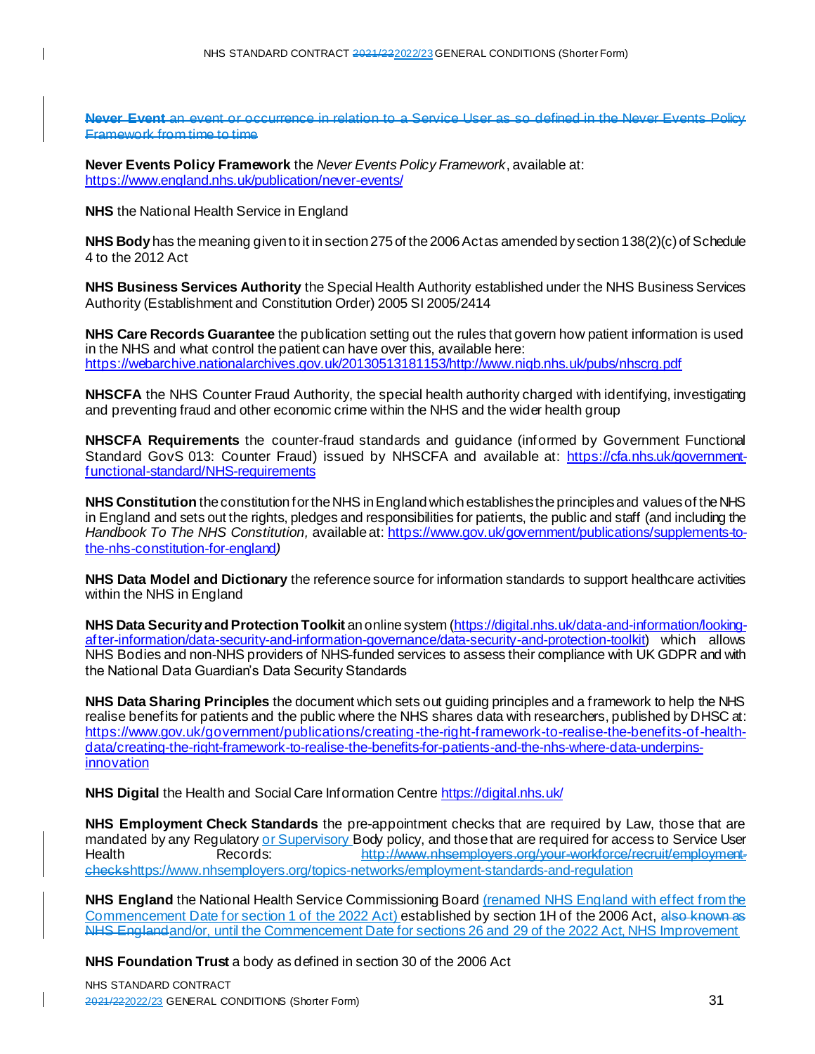~~**Never Event** an event or occurrence in relation to a Service User as so defined in the Never Events Policy Framework from time to time~~

**Never Events Policy Framework** the *Never Events Policy Framework*, available at: https://www.england.nhs.uk/publication/never-events/

**NHS** the National Health Service in England

**NHS Body** has the meaning given to it in section 275 of the 2006 Act as amended by section 138(2)(c) of Schedule 4 to the 2012 Act

**NHS Business Services Authority** the Special Health Authority established under the NHS Business Services Authority (Establishment and Constitution Order) 2005 SI 2005/2414

**NHS Care Records Guarantee** the publication setting out the rules that govern how patient information is used in the NHS and what control the patient can have over this, available here: https://webarchive.nationalarchives.gov.uk/20130513181153/http://www.nigb.nhs.uk/pubs/nhscrg.pdf

**NHSCFA** the NHS Counter Fraud Authority, the special health authority charged with identifying, investigating and preventing fraud and other economic crime within the NHS and the wider health group

**NHSCFA Requirements** the counter-fraud standards and guidance (informed by Government Functional Standard GovS 013: Counter Fraud) issued by NHSCFA and available at: https://cfa.nhs.uk/government-functional-standard/NHS-requirements

**NHS Constitution** the constitution for the NHS in England which establishes the principles and values of the NHS in England and sets out the rights, pledges and responsibilities for patients, the public and staff (and including the *Handbook To The NHS Constitution,* available at: https://www.gov.uk/government/publications/supplements-to-the-nhs-constitution-for-england*)*

**NHS Data Model and Dictionary** the reference source for information standards to support healthcare activities within the NHS in England

**NHS Data Security and Protection Toolkit** an online system (https://digital.nhs.uk/data-and-information/looking-after-information/data-security-and-information-governance/data-security-and-protection-toolkit) which allows NHS Bodies and non-NHS providers of NHS-funded services to assess their compliance with UK GDPR and with the National Data Guardian's Data Security Standards

**NHS Data Sharing Principles** the document which sets out guiding principles and a framework to help the NHS realise benefits for patients and the public where the NHS shares data with researchers, published by DHSC at: https://www.gov.uk/government/publications/creating-the-right-framework-to-realise-the-benefits-of-health-data/creating-the-right-framework-to-realise-the-benefits-for-patients-and-the-nhs-where-data-underpins-innovation

**NHS Digital** the Health and Social Care Information Centre https://digital.nhs.uk/

**NHS Employment Check Standards** the pre-appointment checks that are required by Law, those that are mandated by any Regulatory or Supervisory Body policy, and those that are required for access to Service User Health Records: ~~http://www.nhsemployers.org/your-workforce/recruit/employment-checks~~https://www.nhsemployers.org/topics-networks/employment-standards-and-regulation

**NHS England** the National Health Service Commissioning Board (renamed NHS England with effect from the Commencement Date for section 1 of the 2022 Act) established by section 1H of the 2006 Act, ~~also known as NHS England~~and/or, until the Commencement Date for sections 26 and 29 of the 2022 Act, NHS Improvement

**NHS Foundation Trust** a body as defined in section 30 of the 2006 Act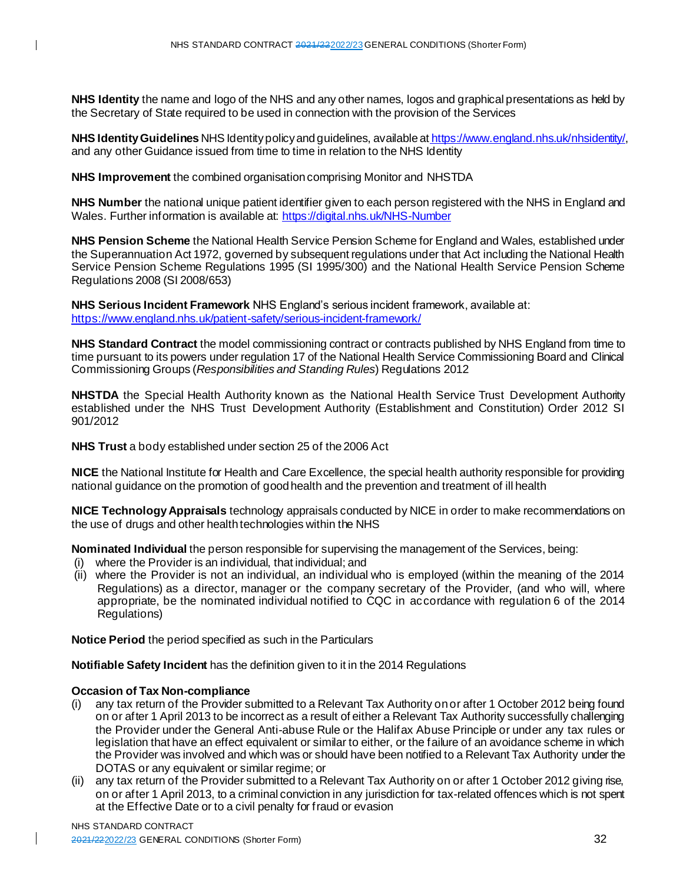**NHS Identity** the name and logo of the NHS and any other names, logos and graphical presentations as held by the Secretary of State required to be used in connection with the provision of the Services

**NHS Identity Guidelines** NHS Identity policy and guidelines, available at https://www.england.nhs.uk/nhsidentity/, and any other Guidance issued from time to time in relation to the NHS Identity

**NHS Improvement** the combined organisation comprising Monitor and NHSTDA

**NHS Number** the national unique patient identifier given to each person registered with the NHS in England and Wales. Further information is available at: https://digital.nhs.uk/NHS-Number

**NHS Pension Scheme** the National Health Service Pension Scheme for England and Wales, established under the Superannuation Act 1972, governed by subsequent regulations under that Act including the National Health Service Pension Scheme Regulations 1995 (SI 1995/300) and the National Health Service Pension Scheme Regulations 2008 (SI 2008/653)

**NHS Serious Incident Framework** NHS England's serious incident framework, available at: https://www.england.nhs.uk/patient-safety/serious-incident-framework/

**NHS Standard Contract** the model commissioning contract or contracts published by NHS England from time to time pursuant to its powers under regulation 17 of the National Health Service Commissioning Board and Clinical Commissioning Groups (*Responsibilities and Standing Rules*) Regulations 2012

**NHSTDA** the Special Health Authority known as the National Health Service Trust Development Authority established under the NHS Trust Development Authority (Establishment and Constitution) Order 2012 SI 901/2012

**NHS Trust** a body established under section 25 of the 2006 Act

**NICE** the National Institute for Health and Care Excellence, the special health authority responsible for providing national guidance on the promotion of good health and the prevention and treatment of ill health

**NICE Technology Appraisals** technology appraisals conducted by NICE in order to make recommendations on the use of drugs and other health technologies within the NHS

**Nominated Individual** the person responsible for supervising the management of the Services, being:

(i) where the Provider is an individual, that individual; and
(ii) where the Provider is not an individual, an individual who is employed (within the meaning of the 2014 Regulations) as a director, manager or the company secretary of the Provider, (and who will, where appropriate, be the nominated individual notified to CQC in accordance with regulation 6 of the 2014 Regulations)

**Notice Period** the period specified as such in the Particulars

**Notifiable Safety Incident** has the definition given to it in the 2014 Regulations

**Occasion of Tax Non-compliance**

(i) any tax return of the Provider submitted to a Relevant Tax Authority on or after 1 October 2012 being found on or after 1 April 2013 to be incorrect as a result of either a Relevant Tax Authority successfully challenging the Provider under the General Anti-abuse Rule or the Halifax Abuse Principle or under any tax rules or legislation that have an effect equivalent or similar to either, or the failure of an avoidance scheme in which the Provider was involved and which was or should have been notified to a Relevant Tax Authority under the DOTAS or any equivalent or similar regime; or
(ii) any tax return of the Provider submitted to a Relevant Tax Authority on or after 1 October 2012 giving rise, on or after 1 April 2013, to a criminal conviction in any jurisdiction for tax-related offences which is not spent at the Effective Date or to a civil penalty for fraud or evasion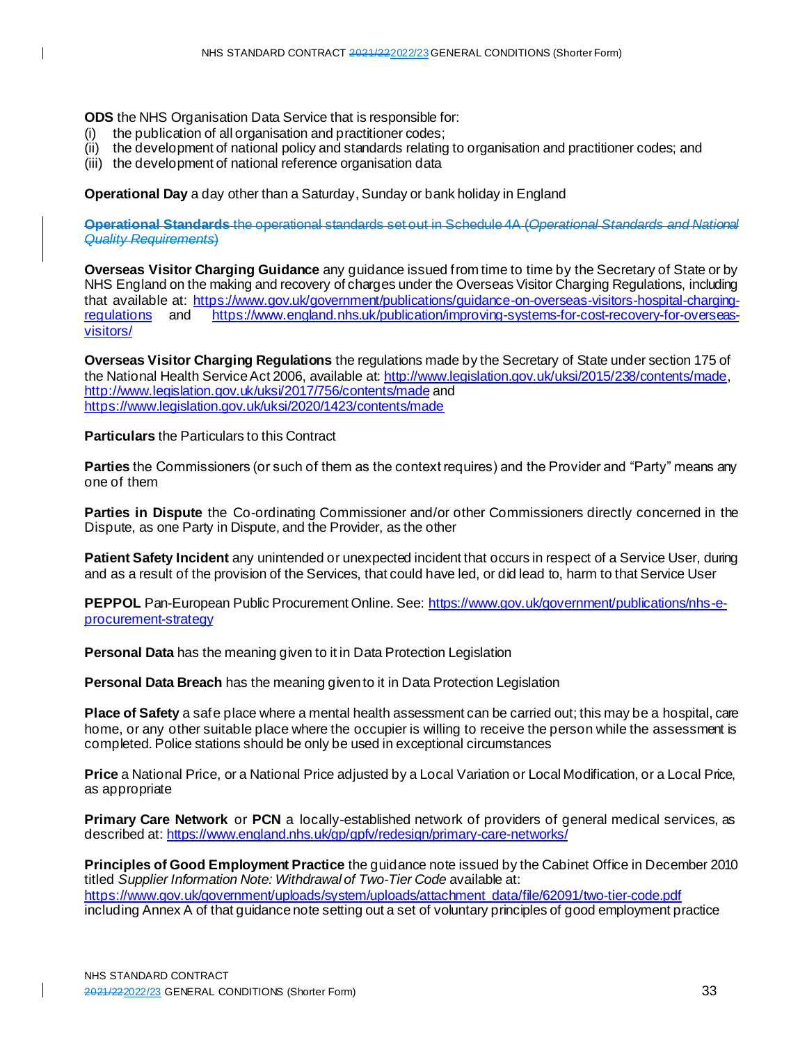**ODS** the NHS Organisation Data Service that is responsible for:
(i) the publication of all organisation and practitioner codes;
(ii) the development of national policy and standards relating to organisation and practitioner codes; and
(iii) the development of national reference organisation data

**Operational Day** a day other than a Saturday, Sunday or bank holiday in England

~~**Operational Standards** the operational standards set out in Schedule 4A (*Operational Standards and National Quality Requirements*)~~

**Overseas Visitor Charging Guidance** any guidance issued from time to time by the Secretary of State or by NHS England on the making and recovery of charges under the Overseas Visitor Charging Regulations, including that available at: https://www.gov.uk/government/publications/guidance-on-overseas-visitors-hospital-charging-regulations and https://www.england.nhs.uk/publication/improving-systems-for-cost-recovery-for-overseas-visitors/

**Overseas Visitor Charging Regulations** the regulations made by the Secretary of State under section 175 of the National Health Service Act 2006, available at: http://www.legislation.gov.uk/uksi/2015/238/contents/made, http://www.legislation.gov.uk/uksi/2017/756/contents/made and https://www.legislation.gov.uk/uksi/2020/1423/contents/made

**Particulars** the Particulars to this Contract

**Parties** the Commissioners (or such of them as the context requires) and the Provider and "Party" means any one of them

**Parties in Dispute** the Co-ordinating Commissioner and/or other Commissioners directly concerned in the Dispute, as one Party in Dispute, and the Provider, as the other

**Patient Safety Incident** any unintended or unexpected incident that occurs in respect of a Service User, during and as a result of the provision of the Services, that could have led, or did lead to, harm to that Service User

**PEPPOL** Pan-European Public Procurement Online. See: https://www.gov.uk/government/publications/nhs-e-procurement-strategy

**Personal Data** has the meaning given to it in Data Protection Legislation

**Personal Data Breach** has the meaning given to it in Data Protection Legislation

**Place of Safety** a safe place where a mental health assessment can be carried out; this may be a hospital, care home, or any other suitable place where the occupier is willing to receive the person while the assessment is completed. Police stations should be only be used in exceptional circumstances

**Price** a National Price, or a National Price adjusted by a Local Variation or Local Modification, or a Local Price, as appropriate

**Primary Care Network** or **PCN** a locally-established network of providers of general medical services, as described at: https://www.england.nhs.uk/gp/gpfv/redesign/primary-care-networks/

**Principles of Good Employment Practice** the guidance note issued by the Cabinet Office in December 2010 titled *Supplier Information Note: Withdrawal of Two-Tier Code* available at: https://www.gov.uk/government/uploads/system/uploads/attachment_data/file/62091/two-tier-code.pdf including Annex A of that guidance note setting out a set of voluntary principles of good employment practice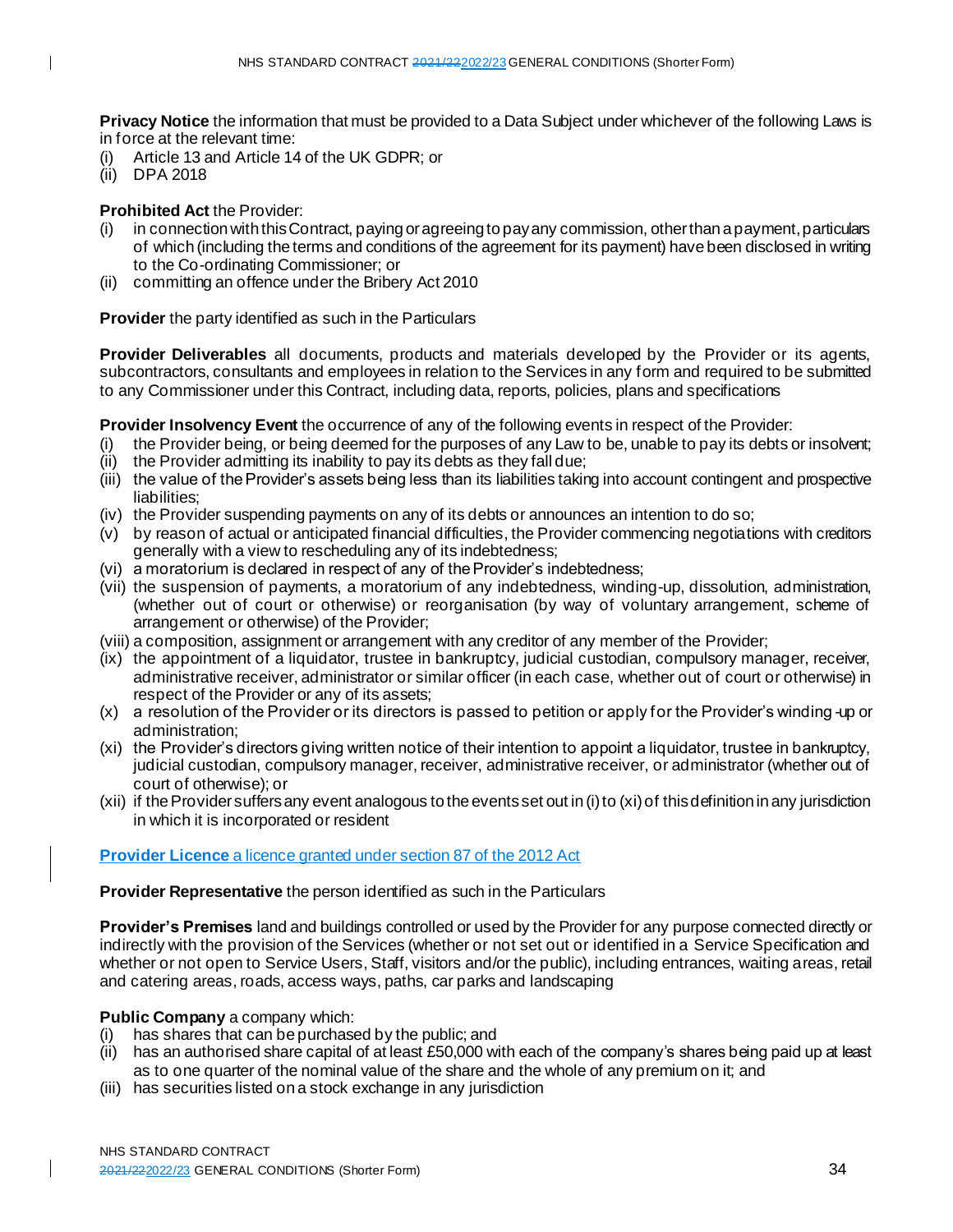**Privacy Notice** the information that must be provided to a Data Subject under whichever of the following Laws is in force at the relevant time:

(i) Article 13 and Article 14 of the UK GDPR; or
(ii) DPA 2018

**Prohibited Act** the Provider:

(i) in connection with this Contract, paying or agreeing to pay any commission, other than a payment, particulars of which (including the terms and conditions of the agreement for its payment) have been disclosed in writing to the Co-ordinating Commissioner; or
(ii) committing an offence under the Bribery Act 2010

**Provider** the party identified as such in the Particulars

**Provider Deliverables** all documents, products and materials developed by the Provider or its agents, subcontractors, consultants and employees in relation to the Services in any form and required to be submitted to any Commissioner under this Contract, including data, reports, policies, plans and specifications

**Provider Insolvency Event** the occurrence of any of the following events in respect of the Provider:

(i) the Provider being, or being deemed for the purposes of any Law to be, unable to pay its debts or insolvent;
(ii) the Provider admitting its inability to pay its debts as they fall due;
(iii) the value of the Provider's assets being less than its liabilities taking into account contingent and prospective liabilities;
(iv) the Provider suspending payments on any of its debts or announces an intention to do so;
(v) by reason of actual or anticipated financial difficulties, the Provider commencing negotiations with creditors generally with a view to rescheduling any of its indebtedness;
(vi) a moratorium is declared in respect of any of the Provider's indebtedness;
(vii) the suspension of payments, a moratorium of any indebtedness, winding-up, dissolution, administration, (whether out of court or otherwise) or reorganisation (by way of voluntary arrangement, scheme of arrangement or otherwise) of the Provider;
(viii) a composition, assignment or arrangement with any creditor of any member of the Provider;
(ix) the appointment of a liquidator, trustee in bankruptcy, judicial custodian, compulsory manager, receiver, administrative receiver, administrator or similar officer (in each case, whether out of court or otherwise) in respect of the Provider or any of its assets;
(x) a resolution of the Provider or its directors is passed to petition or apply for the Provider's winding-up or administration;
(xi) the Provider's directors giving written notice of their intention to appoint a liquidator, trustee in bankruptcy, judicial custodian, compulsory manager, receiver, administrative receiver, or administrator (whether out of court of otherwise); or
(xii) if the Provider suffers any event analogous to the events set out in (i) to (xi) of this definition in any jurisdiction in which it is incorporated or resident

**Provider Licence** a licence granted under section 87 of the 2012 Act

**Provider Representative** the person identified as such in the Particulars

**Provider's Premises** land and buildings controlled or used by the Provider for any purpose connected directly or indirectly with the provision of the Services (whether or not set out or identified in a Service Specification and whether or not open to Service Users, Staff, visitors and/or the public), including entrances, waiting areas, retail and catering areas, roads, access ways, paths, car parks and landscaping

**Public Company** a company which:

(i) has shares that can be purchased by the public; and
(ii) has an authorised share capital of at least £50,000 with each of the company's shares being paid up at least as to one quarter of the nominal value of the share and the whole of any premium on it; and
(iii) has securities listed on a stock exchange in any jurisdiction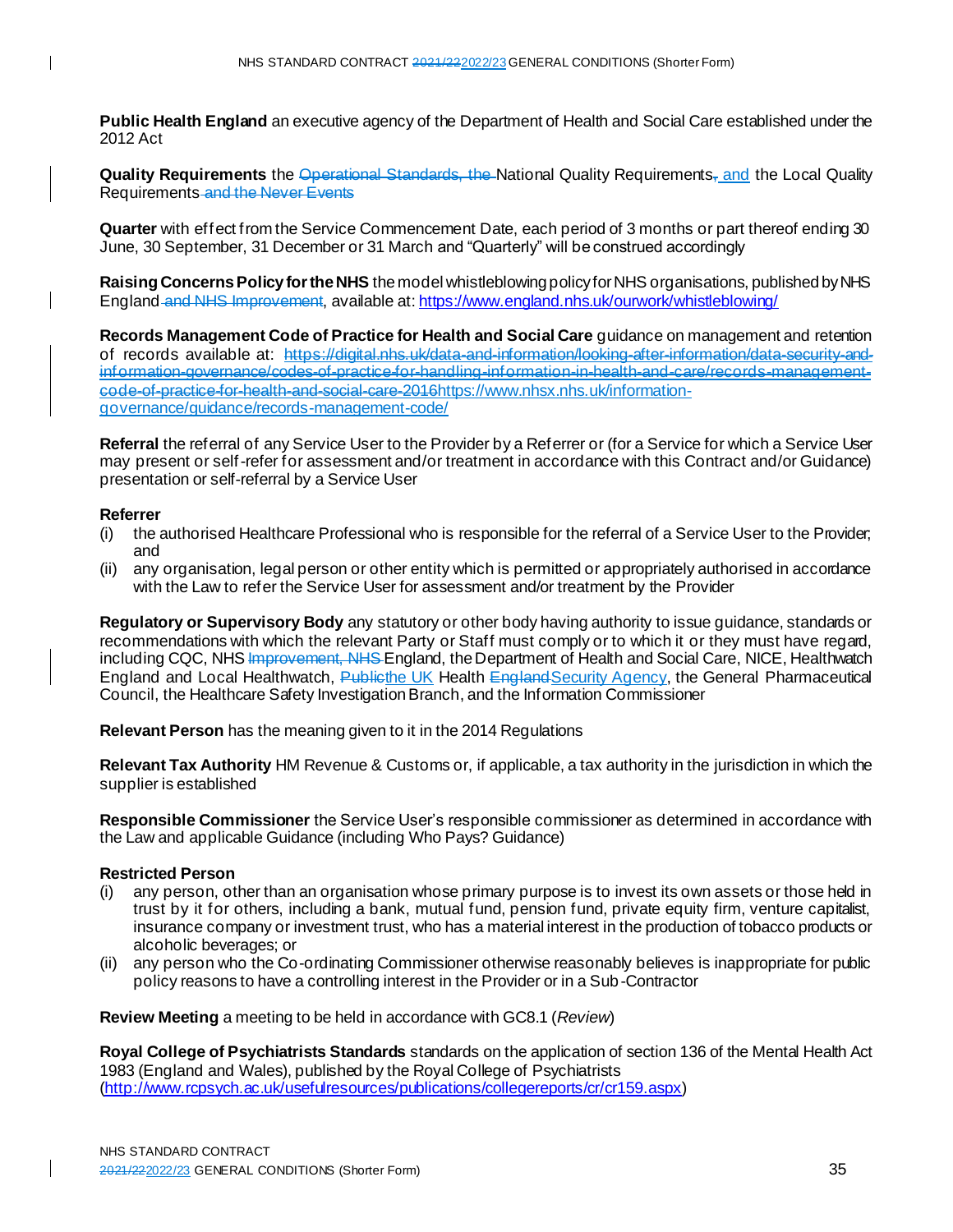**Public Health England** an executive agency of the Department of Health and Social Care established under the 2012 Act

**Quality Requirements** the ~~Operational Standards, the~~ National Quality Requirements~~,~~ and the Local Quality Requirements ~~and the Never Events~~

**Quarter** with effect from the Service Commencement Date, each period of 3 months or part thereof ending 30 June, 30 September, 31 December or 31 March and "Quarterly" will be construed accordingly

**Raising Concerns Policy for the NHS** the model whistleblowing policy for NHS organisations, published by NHS England ~~and NHS Improvement~~, available at: https://www.england.nhs.uk/ourwork/whistleblowing/

**Records Management Code of Practice for Health and Social Care** guidance on management and retention of records available at: ~~https://digital.nhs.uk/data-and-information/looking-after-information/data-security-and-information-governance/codes-of-practice-for-handling-information-in-health-and-care/records-management-code-of-practice-for-health-and-social-care-2016~~https://www.nhsx.nhs.uk/information-governance/guidance/records-management-code/

**Referral** the referral of any Service User to the Provider by a Referrer or (for a Service for which a Service User may present or self-refer for assessment and/or treatment in accordance with this Contract and/or Guidance) presentation or self-referral by a Service User

**Referrer**

(i) the authorised Healthcare Professional who is responsible for the referral of a Service User to the Provider; and

(ii) any organisation, legal person or other entity which is permitted or appropriately authorised in accordance with the Law to refer the Service User for assessment and/or treatment by the Provider

**Regulatory or Supervisory Body** any statutory or other body having authority to issue guidance, standards or recommendations with which the relevant Party or Staff must comply or to which it or they must have regard, including CQC, NHS ~~Improvement, NHS~~ England, the Department of Health and Social Care, NICE, Healthwatch England and Local Healthwatch, ~~Public~~the UK Health ~~England~~Security Agency, the General Pharmaceutical Council, the Healthcare Safety Investigation Branch, and the Information Commissioner

**Relevant Person** has the meaning given to it in the 2014 Regulations

**Relevant Tax Authority** HM Revenue & Customs or, if applicable, a tax authority in the jurisdiction in which the supplier is established

**Responsible Commissioner** the Service User's responsible commissioner as determined in accordance with the Law and applicable Guidance (including Who Pays? Guidance)

**Restricted Person**

(i) any person, other than an organisation whose primary purpose is to invest its own assets or those held in trust by it for others, including a bank, mutual fund, pension fund, private equity firm, venture capitalist, insurance company or investment trust, who has a material interest in the production of tobacco products or alcoholic beverages; or

(ii) any person who the Co-ordinating Commissioner otherwise reasonably believes is inappropriate for public policy reasons to have a controlling interest in the Provider or in a Sub-Contractor

**Review Meeting** a meeting to be held in accordance with GC8.1 (*Review*)

**Royal College of Psychiatrists Standards** standards on the application of section 136 of the Mental Health Act 1983 (England and Wales), published by the Royal College of Psychiatrists (http://www.rcpsych.ac.uk/usefulresources/publications/collegereports/cr/cr159.aspx)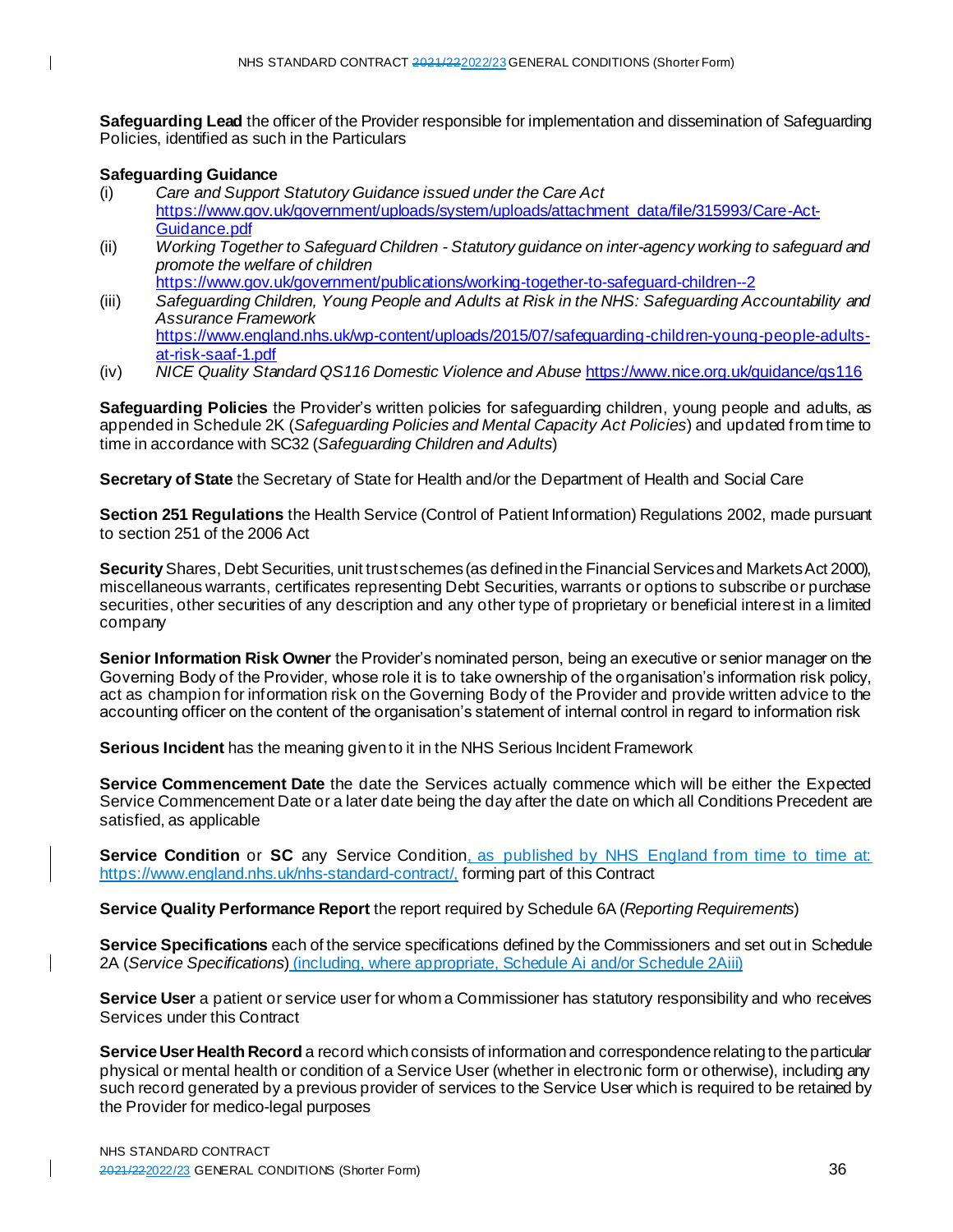**Safeguarding Lead** the officer of the Provider responsible for implementation and dissemination of Safeguarding Policies, identified as such in the Particulars

**Safeguarding Guidance**

(i) *Care and Support Statutory Guidance issued under the Care Act* https://www.gov.uk/government/uploads/system/uploads/attachment_data/file/315993/Care-Act-Guidance.pdf

(ii) *Working Together to Safeguard Children - Statutory guidance on inter-agency working to safeguard and promote the welfare of children* https://www.gov.uk/government/publications/working-together-to-safeguard-children--2

(iii) *Safeguarding Children, Young People and Adults at Risk in the NHS: Safeguarding Accountability and Assurance Framework* https://www.england.nhs.uk/wp-content/uploads/2015/07/safeguarding-children-young-people-adults-at-risk-saaf-1.pdf

(iv) *NICE Quality Standard QS116 Domestic Violence and Abuse* https://www.nice.org.uk/guidance/qs116

**Safeguarding Policies** the Provider's written policies for safeguarding children, young people and adults, as appended in Schedule 2K (*Safeguarding Policies and Mental Capacity Act Policies*) and updated from time to time in accordance with SC32 (*Safeguarding Children and Adults*)

**Secretary of State** the Secretary of State for Health and/or the Department of Health and Social Care

**Section 251 Regulations** the Health Service (Control of Patient Information) Regulations 2002, made pursuant to section 251 of the 2006 Act

**Security** Shares, Debt Securities, unit trust schemes (as defined in the Financial Services and Markets Act 2000), miscellaneous warrants, certificates representing Debt Securities, warrants or options to subscribe or purchase securities, other securities of any description and any other type of proprietary or beneficial interest in a limited company

**Senior Information Risk Owner** the Provider's nominated person, being an executive or senior manager on the Governing Body of the Provider, whose role it is to take ownership of the organisation's information risk policy, act as champion for information risk on the Governing Body of the Provider and provide written advice to the accounting officer on the content of the organisation's statement of internal control in regard to information risk

**Serious Incident** has the meaning given to it in the NHS Serious Incident Framework

**Service Commencement Date** the date the Services actually commence which will be either the Expected Service Commencement Date or a later date being the day after the date on which all Conditions Precedent are satisfied, as applicable

**Service Condition** or **SC** any Service Condition, as published by NHS England from time to time at: https://www.england.nhs.uk/nhs-standard-contract/, forming part of this Contract

**Service Quality Performance Report** the report required by Schedule 6A (*Reporting Requirements*)

**Service Specifications** each of the service specifications defined by the Commissioners and set out in Schedule 2A (*Service Specifications*) (including, where appropriate, Schedule Ai and/or Schedule 2Aiii)

**Service User** a patient or service user for whom a Commissioner has statutory responsibility and who receives Services under this Contract

**Service User Health Record** a record which consists of information and correspondence relating to the particular physical or mental health or condition of a Service User (whether in electronic form or otherwise), including any such record generated by a previous provider of services to the Service User which is required to be retained by the Provider for medico-legal purposes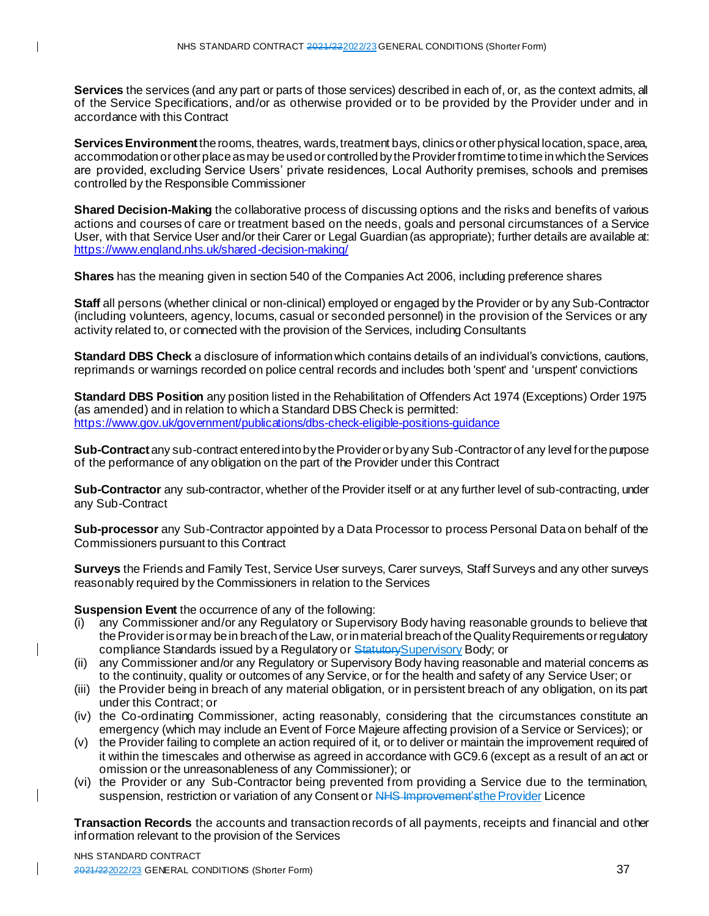**Services** the services (and any part or parts of those services) described in each of, or, as the context admits, all of the Service Specifications, and/or as otherwise provided or to be provided by the Provider under and in accordance with this Contract

**Services Environment** the rooms, theatres, wards, treatment bays, clinics or other physical location, space, area, accommodation or other place as may be used or controlled by the Provider from time to time in which the Services are provided, excluding Service Users' private residences, Local Authority premises, schools and premises controlled by the Responsible Commissioner

**Shared Decision-Making** the collaborative process of discussing options and the risks and benefits of various actions and courses of care or treatment based on the needs, goals and personal circumstances of a Service User, with that Service User and/or their Carer or Legal Guardian (as appropriate); further details are available at: https://www.england.nhs.uk/shared-decision-making/

**Shares** has the meaning given in section 540 of the Companies Act 2006, including preference shares

**Staff** all persons (whether clinical or non-clinical) employed or engaged by the Provider or by any Sub-Contractor (including volunteers, agency, locums, casual or seconded personnel) in the provision of the Services or any activity related to, or connected with the provision of the Services, including Consultants

**Standard DBS Check** a disclosure of information which contains details of an individual's convictions, cautions, reprimands or warnings recorded on police central records and includes both 'spent' and 'unspent' convictions

**Standard DBS Position** any position listed in the Rehabilitation of Offenders Act 1974 (Exceptions) Order 1975 (as amended) and in relation to which a Standard DBS Check is permitted: https://www.gov.uk/government/publications/dbs-check-eligible-positions-guidance

**Sub-Contract** any sub-contract entered into by the Provider or by any Sub-Contractor of any level for the purpose of the performance of any obligation on the part of the Provider under this Contract

**Sub-Contractor** any sub-contractor, whether of the Provider itself or at any further level of sub-contracting, under any Sub-Contract

**Sub-processor** any Sub-Contractor appointed by a Data Processor to process Personal Data on behalf of the Commissioners pursuant to this Contract

**Surveys** the Friends and Family Test, Service User surveys, Carer surveys, Staff Surveys and any other surveys reasonably required by the Commissioners in relation to the Services

**Suspension Event** the occurrence of any of the following:

(i) any Commissioner and/or any Regulatory or Supervisory Body having reasonable grounds to believe that the Provider is or may be in breach of the Law, or in material breach of the Quality Requirements or regulatory compliance Standards issued by a Regulatory or ~~Statutory~~Supervisory Body; or
(ii) any Commissioner and/or any Regulatory or Supervisory Body having reasonable and material concerns as to the continuity, quality or outcomes of any Service, or for the health and safety of any Service User; or
(iii) the Provider being in breach of any material obligation, or in persistent breach of any obligation, on its part under this Contract; or
(iv) the Co-ordinating Commissioner, acting reasonably, considering that the circumstances constitute an emergency (which may include an Event of Force Majeure affecting provision of a Service or Services); or
(v) the Provider failing to complete an action required of it, or to deliver or maintain the improvement required of it within the timescales and otherwise as agreed in accordance with GC9.6 (except as a result of an act or omission or the unreasonableness of any Commissioner); or
(vi) the Provider or any Sub-Contractor being prevented from providing a Service due to the termination, suspension, restriction or variation of any Consent or ~~NHS Improvement's~~the Provider Licence

**Transaction Records** the accounts and transaction records of all payments, receipts and financial and other information relevant to the provision of the Services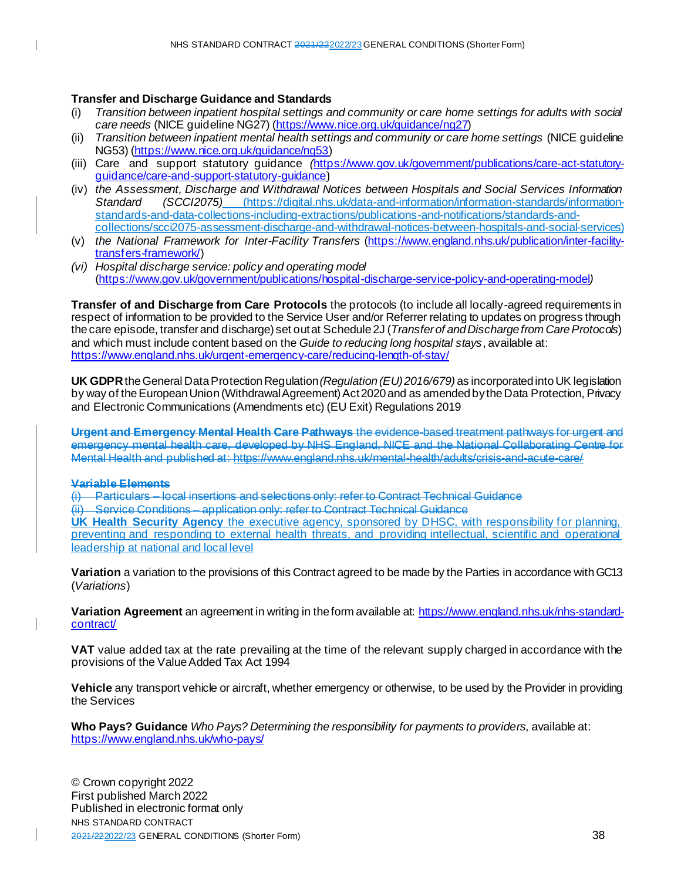**Transfer and Discharge Guidance and Standards**

(i) *Transition between inpatient hospital settings and community or care home settings for adults with social care needs* (NICE guideline NG27) (https://www.nice.org.uk/guidance/ng27)

(ii) *Transition between inpatient mental health settings and community or care home settings* (NICE guideline NG53) (https://www.nice.org.uk/guidance/ng53)

(iii) Care and support statutory guidance *(*https://www.gov.uk/government/publications/care-act-statutory-guidance/care-and-support-statutory-guidance)

(iv) *the Assessment, Discharge and Withdrawal Notices between Hospitals and Social Services Information Standard (SCCI2075)* (https://digital.nhs.uk/data-and-information/information-standards/information-standards-and-data-collections-including-extractions/publications-and-notifications/standards-and-collections/scci2075-assessment-discharge-and-withdrawal-notices-between-hospitals-and-social-services)

(v) *the National Framework for Inter-Facility Transfers* (https://www.england.nhs.uk/publication/inter-facility-transfers-framework/)

*(vi) Hospital discharge service: policy and operating model* (https://www.gov.uk/government/publications/hospital-discharge-service-policy-and-operating-model*)*

**Transfer of and Discharge from Care Protocols** the protocols (to include all locally-agreed requirements in respect of information to be provided to the Service User and/or Referrer relating to updates on progress through the care episode, transfer and discharge) set out at Schedule 2J (*Transfer of and Discharge from Care Protocols*) and which must include content based on the *Guide to reducing long hospital stays*, available at: https://www.england.nhs.uk/urgent-emergency-care/reducing-length-of-stay/

**UK GDPR** the General Data Protection Regulation *(Regulation (EU) 2016/679)* as incorporated into UK legislation by way of the European Union (Withdrawal Agreement) Act 2020 and as amended by the Data Protection, Privacy and Electronic Communications (Amendments etc) (EU Exit) Regulations 2019

~~**Urgent and Emergency Mental Health Care Pathways** the evidence-based treatment pathways for urgent and emergency mental health care, developed by NHS England, NICE and the National Collaborating Centre for Mental Health and published at: https://www.england.nhs.uk/mental-health/adults/crisis-and-acute-care/~~

~~**Variable Elements**~~

~~(i) Particulars – local insertions and selections only: refer to Contract Technical Guidance~~

~~(ii) Service Conditions – application only: refer to Contract Technical Guidance~~

**UK Health Security Agency** the executive agency, sponsored by DHSC, with responsibility for planning, preventing and responding to external health threats, and providing intellectual, scientific and operational leadership at national and local level

**Variation** a variation to the provisions of this Contract agreed to be made by the Parties in accordance with GC13 (*Variations*)

**Variation Agreement** an agreement in writing in the form available at: https://www.england.nhs.uk/nhs-standard-contract/

**VAT** value added tax at the rate prevailing at the time of the relevant supply charged in accordance with the provisions of the Value Added Tax Act 1994

**Vehicle** any transport vehicle or aircraft, whether emergency or otherwise, to be used by the Provider in providing the Services

**Who Pays? Guidance** *Who Pays? Determining the responsibility for payments to providers*, available at: https://www.england.nhs.uk/who-pays/

© Crown copyright 2022
First published March 2022
Published in electronic format only